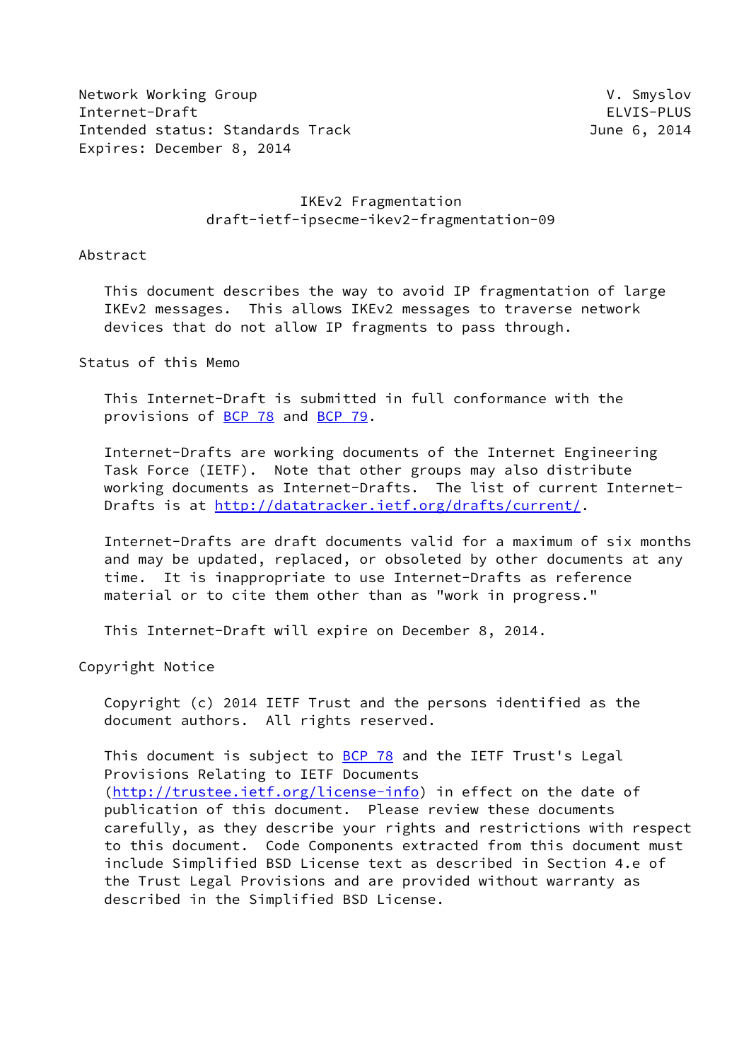Network Working Group V. Smyslov
Internet-Draft ELVIS-PLUS
Intended status: Standards Track June 6, 2014
Expires: December 8, 2014

# IKEv2 Fragmentation
## draft-ietf-ipsecme-ikev2-fragmentation-09

## Abstract

This document describes the way to avoid IP fragmentation of large IKEv2 messages. This allows IKEv2 messages to traverse network devices that do not allow IP fragments to pass through.

## Status of this Memo

This Internet-Draft is submitted in full conformance with the provisions of BCP 78 and BCP 79.

Internet-Drafts are working documents of the Internet Engineering Task Force (IETF). Note that other groups may also distribute working documents as Internet-Drafts. The list of current Internet-Drafts is at http://datatracker.ietf.org/drafts/current/.

Internet-Drafts are draft documents valid for a maximum of six months and may be updated, replaced, or obsoleted by other documents at any time. It is inappropriate to use Internet-Drafts as reference material or to cite them other than as "work in progress."

This Internet-Draft will expire on December 8, 2014.

## Copyright Notice

Copyright (c) 2014 IETF Trust and the persons identified as the document authors. All rights reserved.

This document is subject to BCP 78 and the IETF Trust's Legal Provisions Relating to IETF Documents (http://trustee.ietf.org/license-info) in effect on the date of publication of this document. Please review these documents carefully, as they describe your rights and restrictions with respect to this document. Code Components extracted from this document must include Simplified BSD License text as described in Section 4.e of the Trust Legal Provisions and are provided without warranty as described in the Simplified BSD License.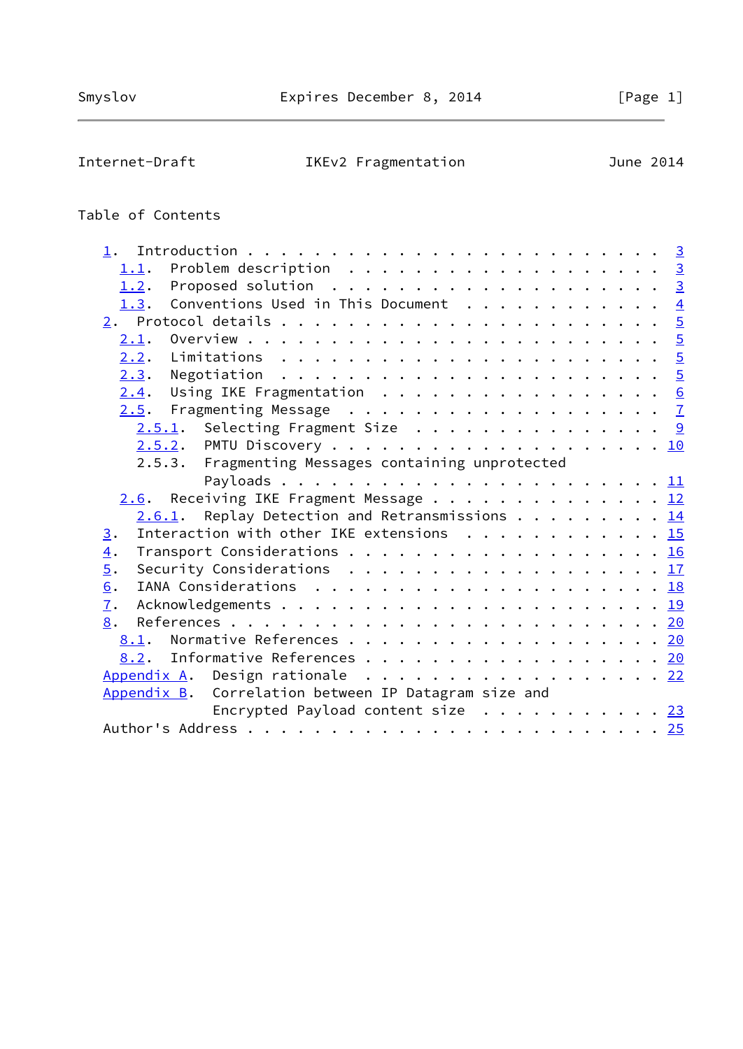## Table of Contents

```
   1.  Introduction . . . . . . . . . . . . . . . . . . . . . . . .   3
     1.1.  Problem description  . . . . . . . . . . . . . . . . . .   3
     1.2.  Proposed solution  . . . . . . . . . . . . . . . . . . .   3
     1.3.  Conventions Used in This Document  . . . . . . . . . . .   4
   2.  Protocol details . . . . . . . . . . . . . . . . . . . . . .   5
     2.1.  Overview . . . . . . . . . . . . . . . . . . . . . . . .   5
     2.2.  Limitations  . . . . . . . . . . . . . . . . . . . . . .   5
     2.3.  Negotiation  . . . . . . . . . . . . . . . . . . . . . .   5
     2.4.  Using IKE Fragmentation  . . . . . . . . . . . . . . . .   6
     2.5.  Fragmenting Message  . . . . . . . . . . . . . . . . . .   7
       2.5.1.  Selecting Fragment Size  . . . . . . . . . . . . . .   9
       2.5.2.  PMTU Discovery . . . . . . . . . . . . . . . . . . .  10
       2.5.3.  Fragmenting Messages containing unprotected
               Payloads . . . . . . . . . . . . . . . . . . . . . .  11
     2.6.  Receiving IKE Fragment Message . . . . . . . . . . . . .  12
       2.6.1.  Replay Detection and Retransmissions . . . . . . . .  14
   3.  Interaction with other IKE extensions  . . . . . . . . . . .  15
   4.  Transport Considerations . . . . . . . . . . . . . . . . . .  16
   5.  Security Considerations  . . . . . . . . . . . . . . . . . .  17
   6.  IANA Considerations  . . . . . . . . . . . . . . . . . . . .  18
   7.  Acknowledgements . . . . . . . . . . . . . . . . . . . . . .  19
   8.  References . . . . . . . . . . . . . . . . . . . . . . . . .  20
     8.1.  Normative References . . . . . . . . . . . . . . . . . .  20
     8.2.  Informative References . . . . . . . . . . . . . . . . .  20
   Appendix A.  Design rationale  . . . . . . . . . . . . . . . . .  22
   Appendix B.  Correlation between IP Datagram size and
                Encrypted Payload content size  . . . . . . . . . .  23
   Author's Address . . . . . . . . . . . . . . . . . . . . . . . .  25
```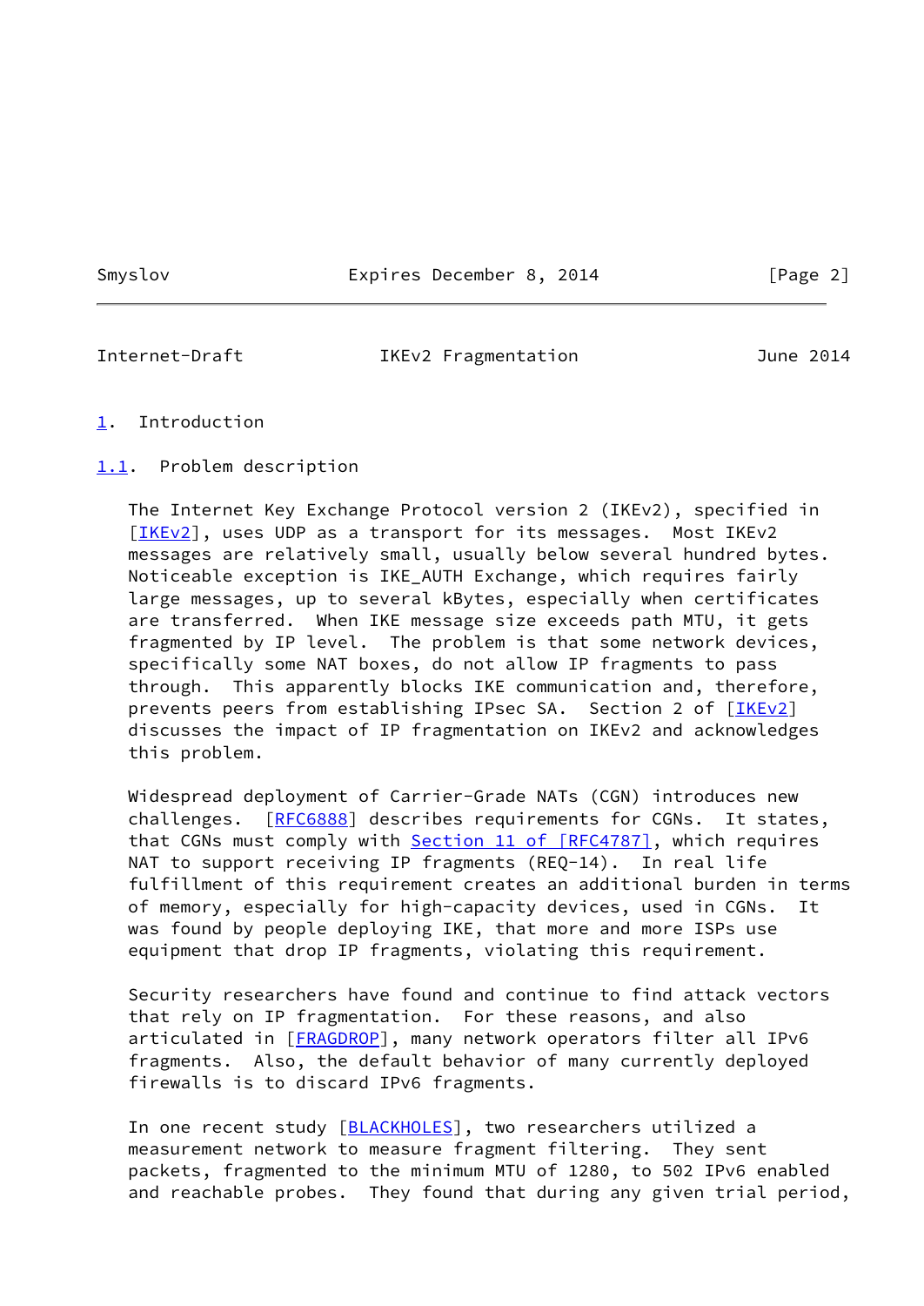# 1. Introduction

## 1.1. Problem description

The Internet Key Exchange Protocol version 2 (IKEv2), specified in [IKEv2], uses UDP as a transport for its messages. Most IKEv2 messages are relatively small, usually below several hundred bytes. Noticeable exception is IKE_AUTH Exchange, which requires fairly large messages, up to several kBytes, especially when certificates are transferred. When IKE message size exceeds path MTU, it gets fragmented by IP level. The problem is that some network devices, specifically some NAT boxes, do not allow IP fragments to pass through. This apparently blocks IKE communication and, therefore, prevents peers from establishing IPsec SA. Section 2 of [IKEv2] discusses the impact of IP fragmentation on IKEv2 and acknowledges this problem.

Widespread deployment of Carrier-Grade NATs (CGN) introduces new challenges. [RFC6888] describes requirements for CGNs. It states, that CGNs must comply with Section 11 of [RFC4787], which requires NAT to support receiving IP fragments (REQ-14). In real life fulfillment of this requirement creates an additional burden in terms of memory, especially for high-capacity devices, used in CGNs. It was found by people deploying IKE, that more and more ISPs use equipment that drop IP fragments, violating this requirement.

Security researchers have found and continue to find attack vectors that rely on IP fragmentation. For these reasons, and also articulated in [FRAGDROP], many network operators filter all IPv6 fragments. Also, the default behavior of many currently deployed firewalls is to discard IPv6 fragments.

In one recent study [BLACKHOLES], two researchers utilized a measurement network to measure fragment filtering. They sent packets, fragmented to the minimum MTU of 1280, to 502 IPv6 enabled and reachable probes. They found that during any given trial period,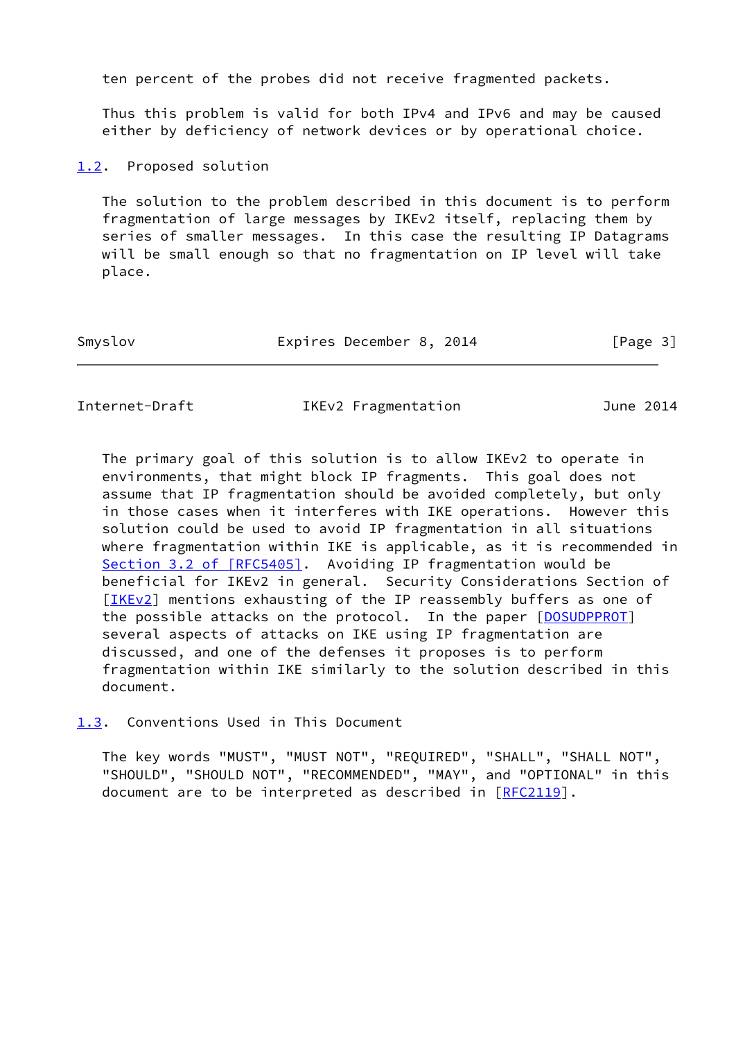ten percent of the probes did not receive fragmented packets.

Thus this problem is valid for both IPv4 and IPv6 and may be caused either by deficiency of network devices or by operational choice.

### 1.2. Proposed solution

The solution to the problem described in this document is to perform fragmentation of large messages by IKEv2 itself, replacing them by series of smaller messages. In this case the resulting IP Datagrams will be small enough so that no fragmentation on IP level will take place.

The primary goal of this solution is to allow IKEv2 to operate in environments, that might block IP fragments. This goal does not assume that IP fragmentation should be avoided completely, but only in those cases when it interferes with IKE operations. However this solution could be used to avoid IP fragmentation in all situations where fragmentation within IKE is applicable, as it is recommended in Section 3.2 of [RFC5405]. Avoiding IP fragmentation would be beneficial for IKEv2 in general. Security Considerations Section of [IKEv2] mentions exhausting of the IP reassembly buffers as one of the possible attacks on the protocol. In the paper [DOSUDPPROT] several aspects of attacks on IKE using IP fragmentation are discussed, and one of the defenses it proposes is to perform fragmentation within IKE similarly to the solution described in this document.

### 1.3. Conventions Used in This Document

The key words "MUST", "MUST NOT", "REQUIRED", "SHALL", "SHALL NOT", "SHOULD", "SHOULD NOT", "RECOMMENDED", "MAY", and "OPTIONAL" in this document are to be interpreted as described in [RFC2119].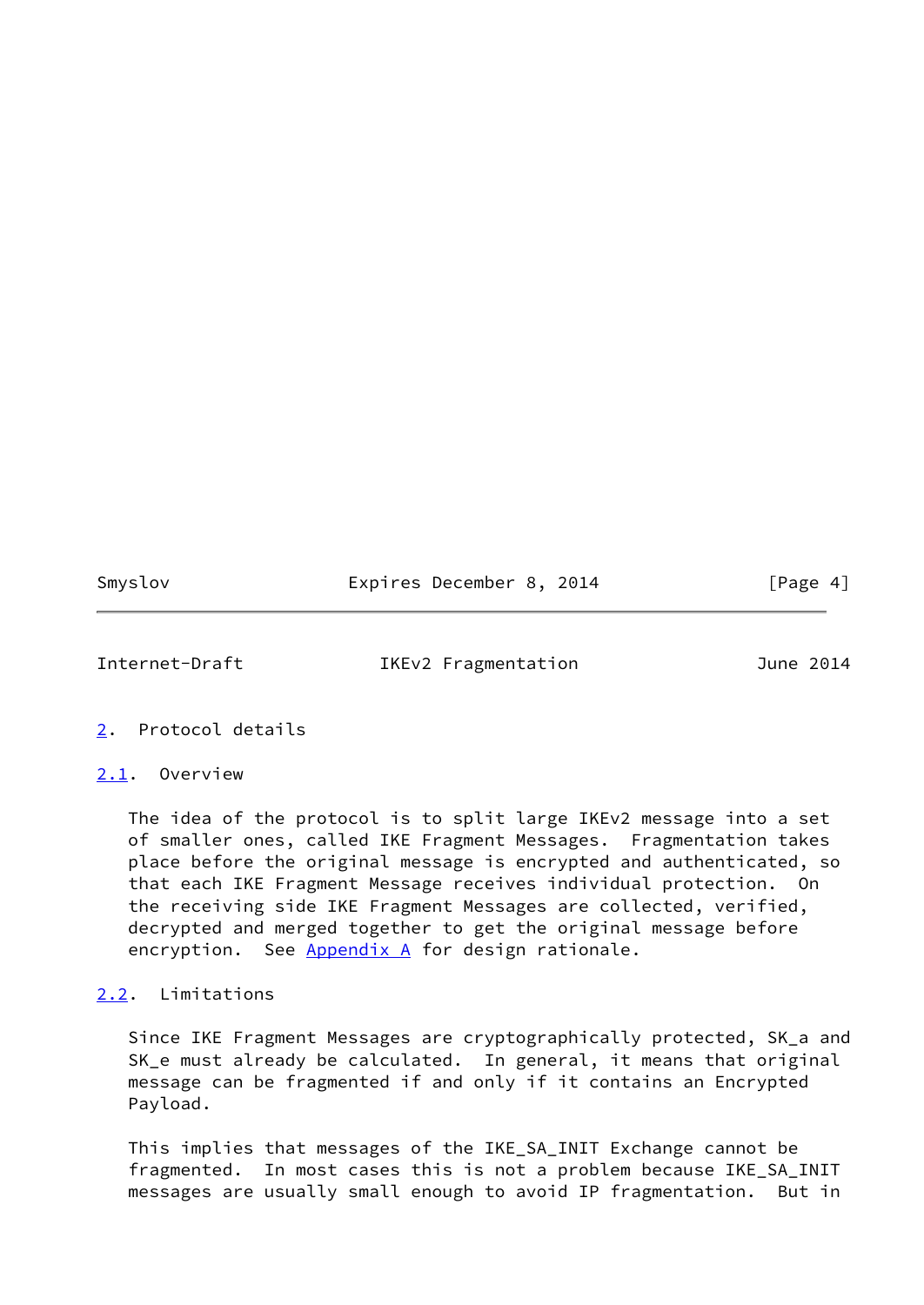## 2. Protocol details

### 2.1. Overview

The idea of the protocol is to split large IKEv2 message into a set of smaller ones, called IKE Fragment Messages. Fragmentation takes place before the original message is encrypted and authenticated, so that each IKE Fragment Message receives individual protection. On the receiving side IKE Fragment Messages are collected, verified, decrypted and merged together to get the original message before encryption. See Appendix A for design rationale.

### 2.2. Limitations

Since IKE Fragment Messages are cryptographically protected, SK_a and SK_e must already be calculated. In general, it means that original message can be fragmented if and only if it contains an Encrypted Payload.

This implies that messages of the IKE_SA_INIT Exchange cannot be fragmented. In most cases this is not a problem because IKE_SA_INIT messages are usually small enough to avoid IP fragmentation. But in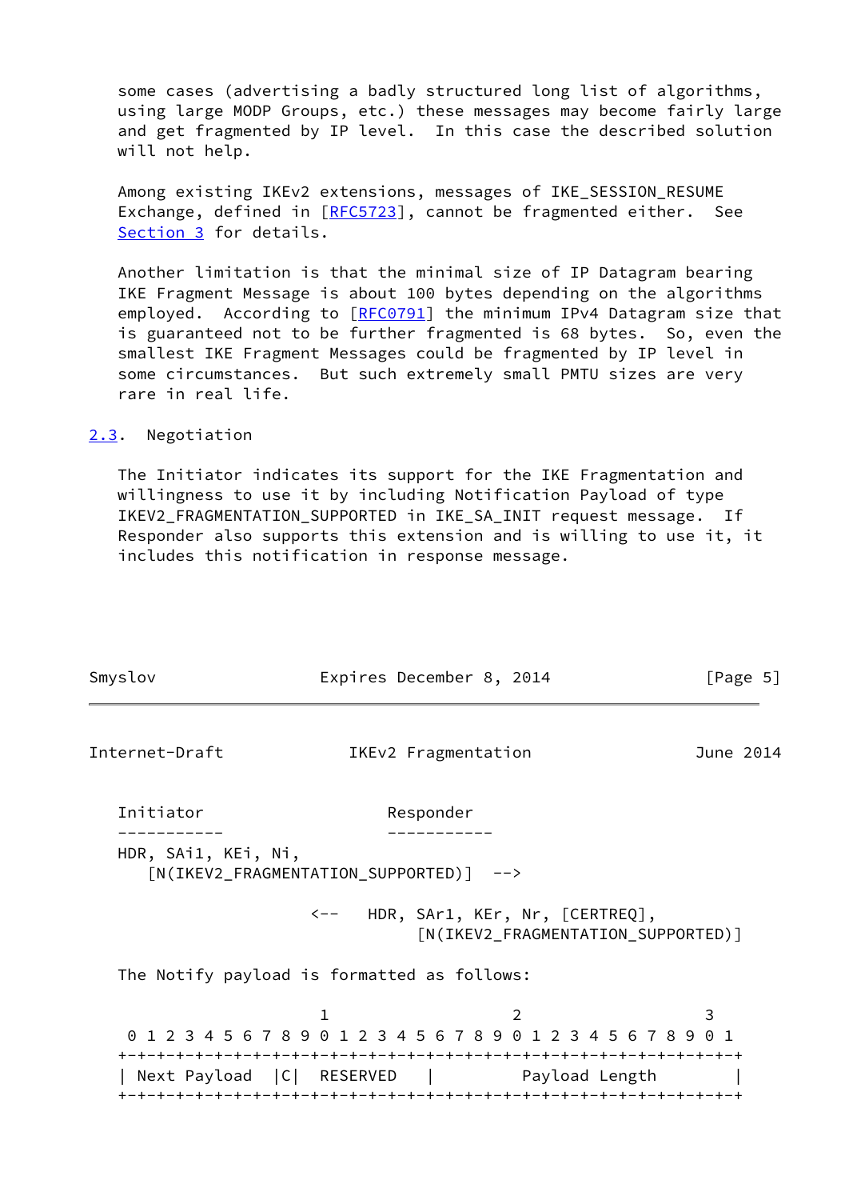some cases (advertising a badly structured long list of algorithms, using large MODP Groups, etc.) these messages may become fairly large and get fragmented by IP level. In this case the described solution will not help.

Among existing IKEv2 extensions, messages of IKE_SESSION_RESUME Exchange, defined in [RFC5723], cannot be fragmented either. See Section 3 for details.

Another limitation is that the minimal size of IP Datagram bearing IKE Fragment Message is about 100 bytes depending on the algorithms employed. According to [RFC0791] the minimum IPv4 Datagram size that is guaranteed not to be further fragmented is 68 bytes. So, even the smallest IKE Fragment Messages could be fragmented by IP level in some circumstances. But such extremely small PMTU sizes are very rare in real life.

## 2.3. Negotiation

The Initiator indicates its support for the IKE Fragmentation and willingness to use it by including Notification Payload of type IKEV2_FRAGMENTATION_SUPPORTED in IKE_SA_INIT request message. If Responder also supports this extension and is willing to use it, it includes this notification in response message.

```
Initiator                     Responder
-----------                   -----------
HDR, SAi1, KEi, Ni,
   [N(IKEV2_FRAGMENTATION_SUPPORTED)]  -->

                       <--   HDR, SAr1, KEr, Nr, [CERTREQ],
                                  [N(IKEV2_FRAGMENTATION_SUPPORTED)]
```

The Notify payload is formatted as follows:

```
                     1                   2                   3
 0 1 2 3 4 5 6 7 8 9 0 1 2 3 4 5 6 7 8 9 0 1 2 3 4 5 6 7 8 9 0 1
+-+-+-+-+-+-+-+-+-+-+-+-+-+-+-+-+-+-+-+-+-+-+-+-+-+-+-+-+-+-+-+-+
| Next Payload  |C|  RESERVED   |         Payload Length        |
+-+-+-+-+-+-+-+-+-+-+-+-+-+-+-+-+-+-+-+-+-+-+-+-+-+-+-+-+-+-+-+-+
```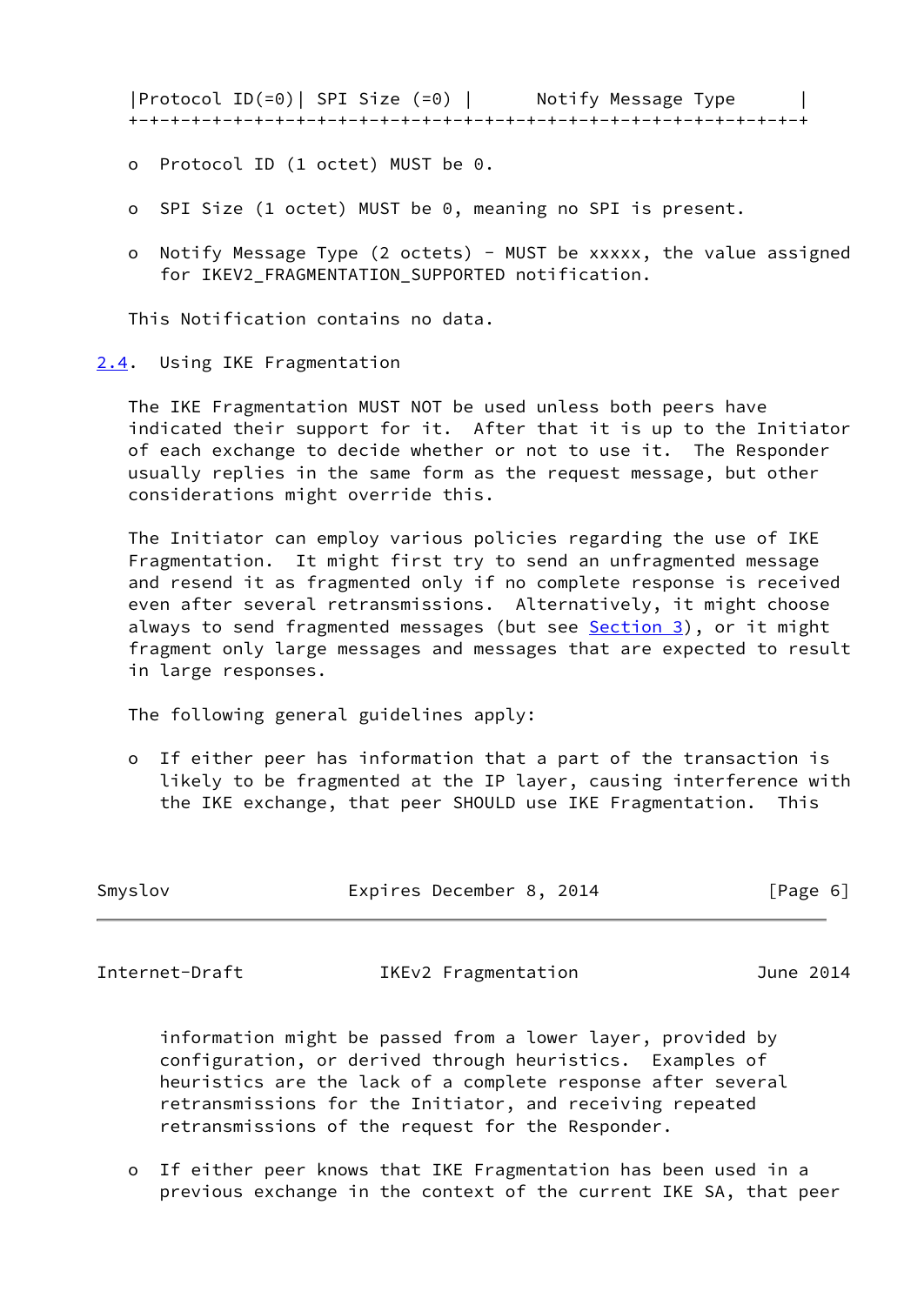```
|Protocol ID(=0)| SPI Size (=0) |      Notify Message Type      |
+-+-+-+-+-+-+-+-+-+-+-+-+-+-+-+-+-+-+-+-+-+-+-+-+-+-+-+-+-+-+-+-+
```

- Protocol ID (1 octet) MUST be 0.
- SPI Size (1 octet) MUST be 0, meaning no SPI is present.
- Notify Message Type (2 octets) - MUST be xxxxx, the value assigned for IKEV2_FRAGMENTATION_SUPPORTED notification.

This Notification contains no data.

## 2.4. Using IKE Fragmentation

The IKE Fragmentation MUST NOT be used unless both peers have indicated their support for it. After that it is up to the Initiator of each exchange to decide whether or not to use it. The Responder usually replies in the same form as the request message, but other considerations might override this.

The Initiator can employ various policies regarding the use of IKE Fragmentation. It might first try to send an unfragmented message and resend it as fragmented only if no complete response is received even after several retransmissions. Alternatively, it might choose always to send fragmented messages (but see Section 3), or it might fragment only large messages and messages that are expected to result in large responses.

The following general guidelines apply:

- If either peer has information that a part of the transaction is likely to be fragmented at the IP layer, causing interference with the IKE exchange, that peer SHOULD use IKE Fragmentation. This information might be passed from a lower layer, provided by configuration, or derived through heuristics. Examples of heuristics are the lack of a complete response after several retransmissions for the Initiator, and receiving repeated retransmissions of the request for the Responder.

- If either peer knows that IKE Fragmentation has been used in a previous exchange in the context of the current IKE SA, that peer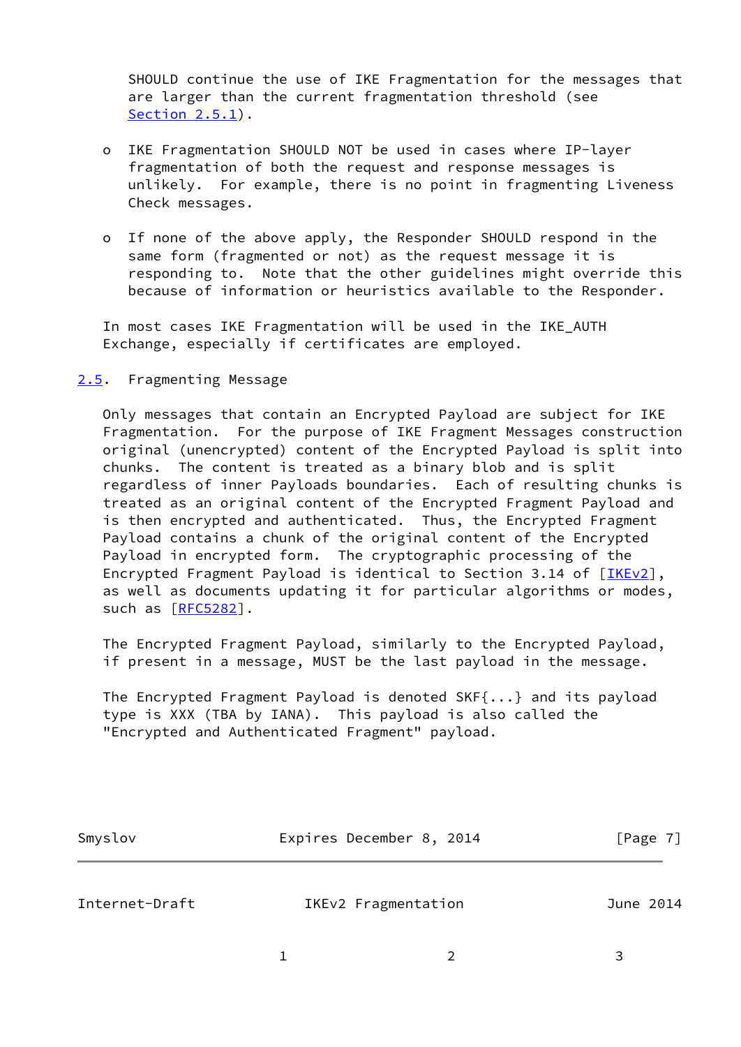SHOULD continue the use of IKE Fragmentation for the messages that are larger than the current fragmentation threshold (see Section 2.5.1).

- IKE Fragmentation SHOULD NOT be used in cases where IP-layer fragmentation of both the request and response messages is unlikely. For example, there is no point in fragmenting Liveness Check messages.

- If none of the above apply, the Responder SHOULD respond in the same form (fragmented or not) as the request message it is responding to. Note that the other guidelines might override this because of information or heuristics available to the Responder.

In most cases IKE Fragmentation will be used in the IKE_AUTH Exchange, especially if certificates are employed.

## 2.5. Fragmenting Message

Only messages that contain an Encrypted Payload are subject for IKE Fragmentation. For the purpose of IKE Fragment Messages construction original (unencrypted) content of the Encrypted Payload is split into chunks. The content is treated as a binary blob and is split regardless of inner Payloads boundaries. Each of resulting chunks is treated as an original content of the Encrypted Fragment Payload and is then encrypted and authenticated. Thus, the Encrypted Fragment Payload contains a chunk of the original content of the Encrypted Payload in encrypted form. The cryptographic processing of the Encrypted Fragment Payload is identical to Section 3.14 of [IKEv2], as well as documents updating it for particular algorithms or modes, such as [RFC5282].

The Encrypted Fragment Payload, similarly to the Encrypted Payload, if present in a message, MUST be the last payload in the message.

The Encrypted Fragment Payload is denoted SKF{...} and its payload type is XXX (TBA by IANA). This payload is also called the "Encrypted and Authenticated Fragment" payload.

```
                     1                   2                   3
```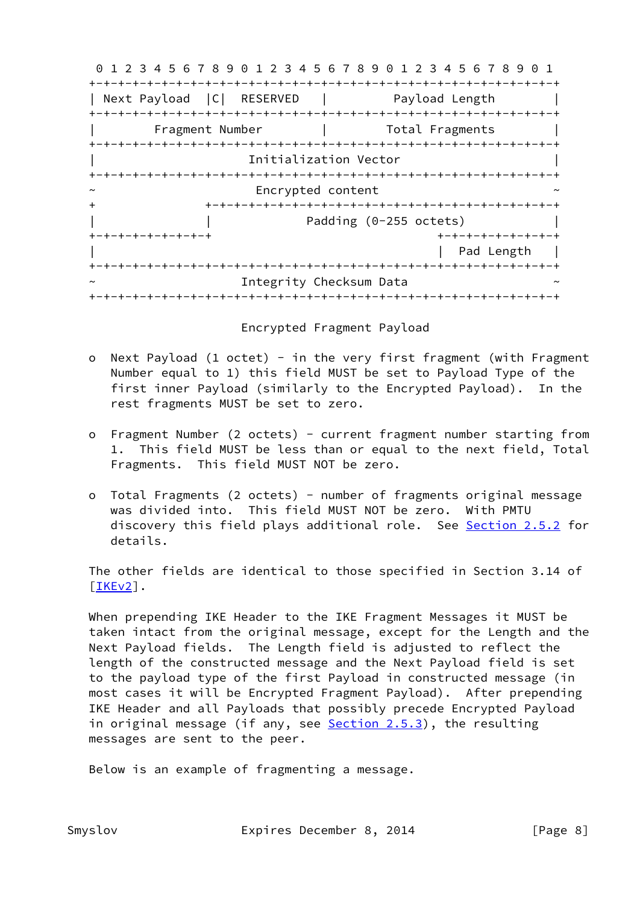```
                        1                   2                   3
    0 1 2 3 4 5 6 7 8 9 0 1 2 3 4 5 6 7 8 9 0 1 2 3 4 5 6 7 8 9 0 1
   +-+-+-+-+-+-+-+-+-+-+-+-+-+-+-+-+-+-+-+-+-+-+-+-+-+-+-+-+-+-+-+-+
   | Next Payload  |C|  RESERVED   |         Payload Length        |
   +-+-+-+-+-+-+-+-+-+-+-+-+-+-+-+-+-+-+-+-+-+-+-+-+-+-+-+-+-+-+-+-+
   |        Fragment Number        |        Total Fragments        |
   +-+-+-+-+-+-+-+-+-+-+-+-+-+-+-+-+-+-+-+-+-+-+-+-+-+-+-+-+-+-+-+-+
   |                     Initialization Vector                     |
   +-+-+-+-+-+-+-+-+-+-+-+-+-+-+-+-+-+-+-+-+-+-+-+-+-+-+-+-+-+-+-+-+
   ~                      Encrypted content                        ~
   +               +-+-+-+-+-+-+-+-+-+-+-+-+-+-+-+-+-+-+-+-+-+-+-+-+
   |               |             Padding (0-255 octets)            |
   +-+-+-+-+-+-+-+-+                               +-+-+-+-+-+-+-+-+
   |                                               |  Pad Length   |
   +-+-+-+-+-+-+-+-+-+-+-+-+-+-+-+-+-+-+-+-+-+-+-+-+-+-+-+-+-+-+-+-+
   ~                    Integrity Checksum Data                    ~
   +-+-+-+-+-+-+-+-+-+-+-+-+-+-+-+-+-+-+-+-+-+-+-+-+-+-+-+-+-+-+-+-+
```

Encrypted Fragment Payload

- Next Payload (1 octet) - in the very first fragment (with Fragment Number equal to 1) this field MUST be set to Payload Type of the first inner Payload (similarly to the Encrypted Payload). In the rest fragments MUST be set to zero.

- Fragment Number (2 octets) - current fragment number starting from 1. This field MUST be less than or equal to the next field, Total Fragments. This field MUST NOT be zero.

- Total Fragments (2 octets) - number of fragments original message was divided into. This field MUST NOT be zero. With PMTU discovery this field plays additional role. See Section 2.5.2 for details.

The other fields are identical to those specified in Section 3.14 of [IKEv2].

When prepending IKE Header to the IKE Fragment Messages it MUST be taken intact from the original message, except for the Length and the Next Payload fields. The Length field is adjusted to reflect the length of the constructed message and the Next Payload field is set to the payload type of the first Payload in constructed message (in most cases it will be Encrypted Fragment Payload). After prepending IKE Header and all Payloads that possibly precede Encrypted Payload in original message (if any, see Section 2.5.3), the resulting messages are sent to the peer.

Below is an example of fragmenting a message.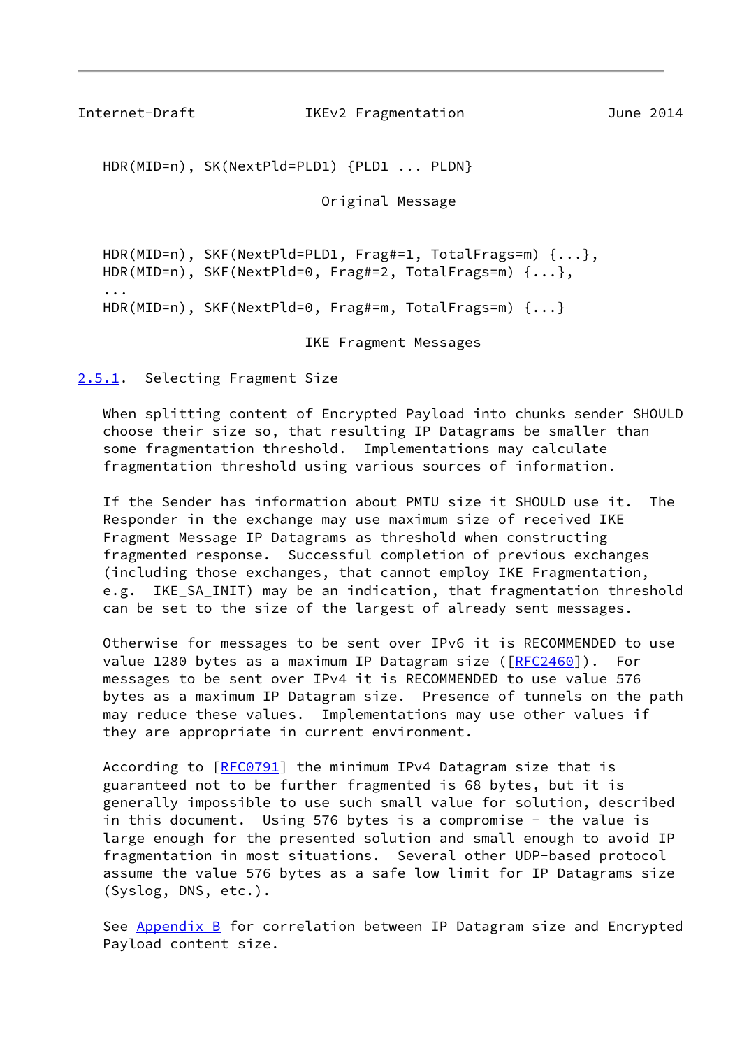```
HDR(MID=n), SK(NextPld=PLD1) {PLD1 ... PLDN}
```

Original Message

```
HDR(MID=n), SKF(NextPld=PLD1, Frag#=1, TotalFrags=m) {...},
HDR(MID=n), SKF(NextPld=0, Frag#=2, TotalFrags=m) {...},
...
HDR(MID=n), SKF(NextPld=0, Frag#=m, TotalFrags=m) {...}
```

IKE Fragment Messages

### 2.5.1. Selecting Fragment Size

When splitting content of Encrypted Payload into chunks sender SHOULD choose their size so, that resulting IP Datagrams be smaller than some fragmentation threshold. Implementations may calculate fragmentation threshold using various sources of information.

If the Sender has information about PMTU size it SHOULD use it. The Responder in the exchange may use maximum size of received IKE Fragment Message IP Datagrams as threshold when constructing fragmented response. Successful completion of previous exchanges (including those exchanges, that cannot employ IKE Fragmentation, e.g. IKE_SA_INIT) may be an indication, that fragmentation threshold can be set to the largest of already sent messages.

Otherwise for messages to be sent over IPv6 it is RECOMMENDED to use value 1280 bytes as a maximum IP Datagram size ([RFC2460]). For messages to be sent over IPv4 it is RECOMMENDED to use value 576 bytes as a maximum IP Datagram size. Presence of tunnels on the path may reduce these values. Implementations may use other values if they are appropriate in current environment.

According to [RFC0791] the minimum IPv4 Datagram size that is guaranteed not to be further fragmented is 68 bytes, but it is generally impossible to use such small value for solution, described in this document. Using 576 bytes is a compromise - the value is large enough for the presented solution and small enough to avoid IP fragmentation in most situations. Several other UDP-based protocol assume the value 576 bytes as a safe low limit for IP Datagrams size (Syslog, DNS, etc.).

See Appendix B for correlation between IP Datagram size and Encrypted Payload content size.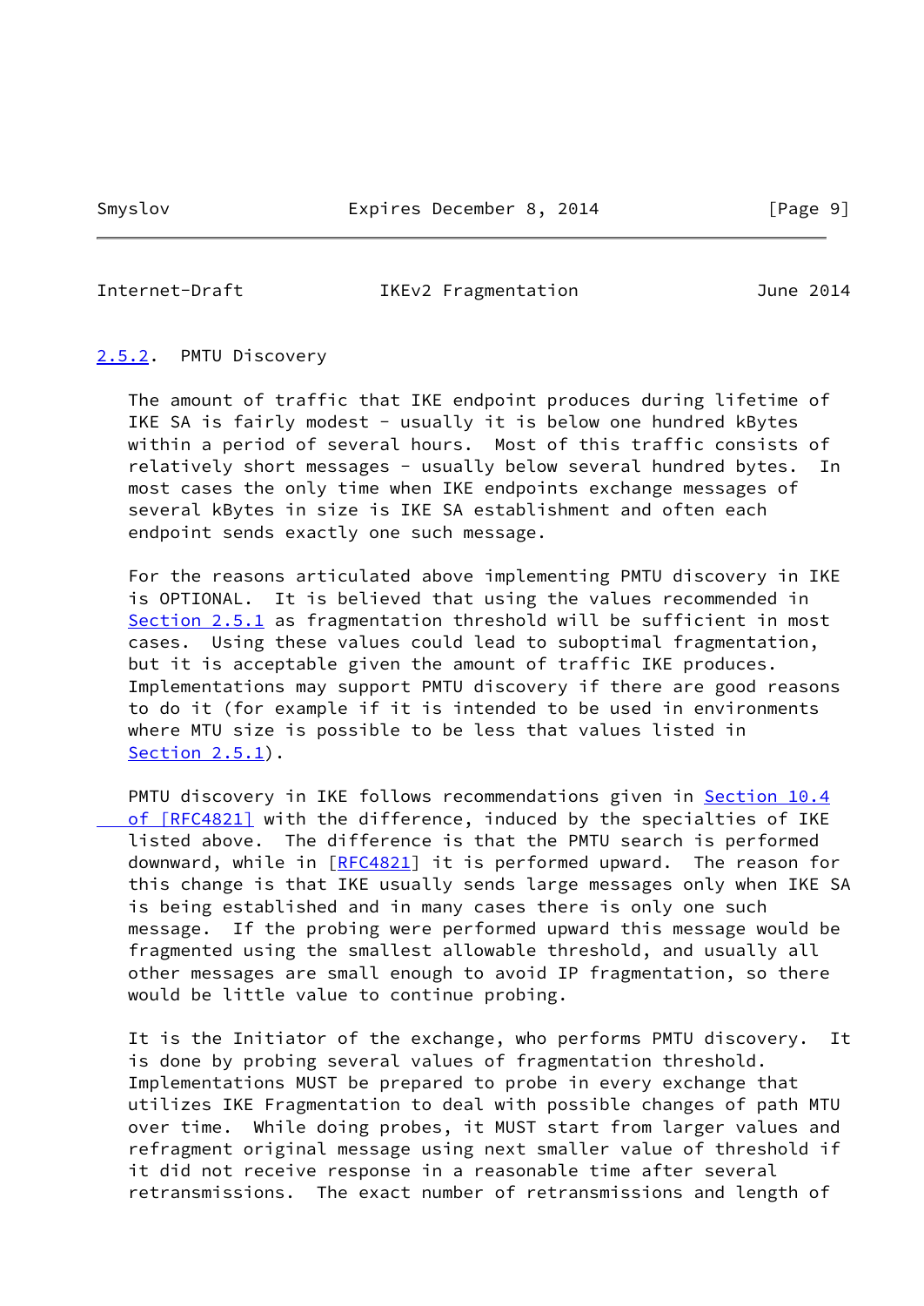### 2.5.2. PMTU Discovery

The amount of traffic that IKE endpoint produces during lifetime of IKE SA is fairly modest - usually it is below one hundred kBytes within a period of several hours. Most of this traffic consists of relatively short messages - usually below several hundred bytes. In most cases the only time when IKE endpoints exchange messages of several kBytes in size is IKE SA establishment and often each endpoint sends exactly one such message.

For the reasons articulated above implementing PMTU discovery in IKE is OPTIONAL. It is believed that using the values recommended in Section 2.5.1 as fragmentation threshold will be sufficient in most cases. Using these values could lead to suboptimal fragmentation, but it is acceptable given the amount of traffic IKE produces. Implementations may support PMTU discovery if there are good reasons to do it (for example if it is intended to be used in environments where MTU size is possible to be less that values listed in Section 2.5.1).

PMTU discovery in IKE follows recommendations given in Section 10.4 of [RFC4821] with the difference, induced by the specialties of IKE listed above. The difference is that the PMTU search is performed downward, while in [RFC4821] it is performed upward. The reason for this change is that IKE usually sends large messages only when IKE SA is being established and in many cases there is only one such message. If the probing were performed upward this message would be fragmented using the smallest allowable threshold, and usually all other messages are small enough to avoid IP fragmentation, so there would be little value to continue probing.

It is the Initiator of the exchange, who performs PMTU discovery. It is done by probing several values of fragmentation threshold. Implementations MUST be prepared to probe in every exchange that utilizes IKE Fragmentation to deal with possible changes of path MTU over time. While doing probes, it MUST start from larger values and refragment original message using next smaller value of threshold if it did not receive response in a reasonable time after several retransmissions. The exact number of retransmissions and length of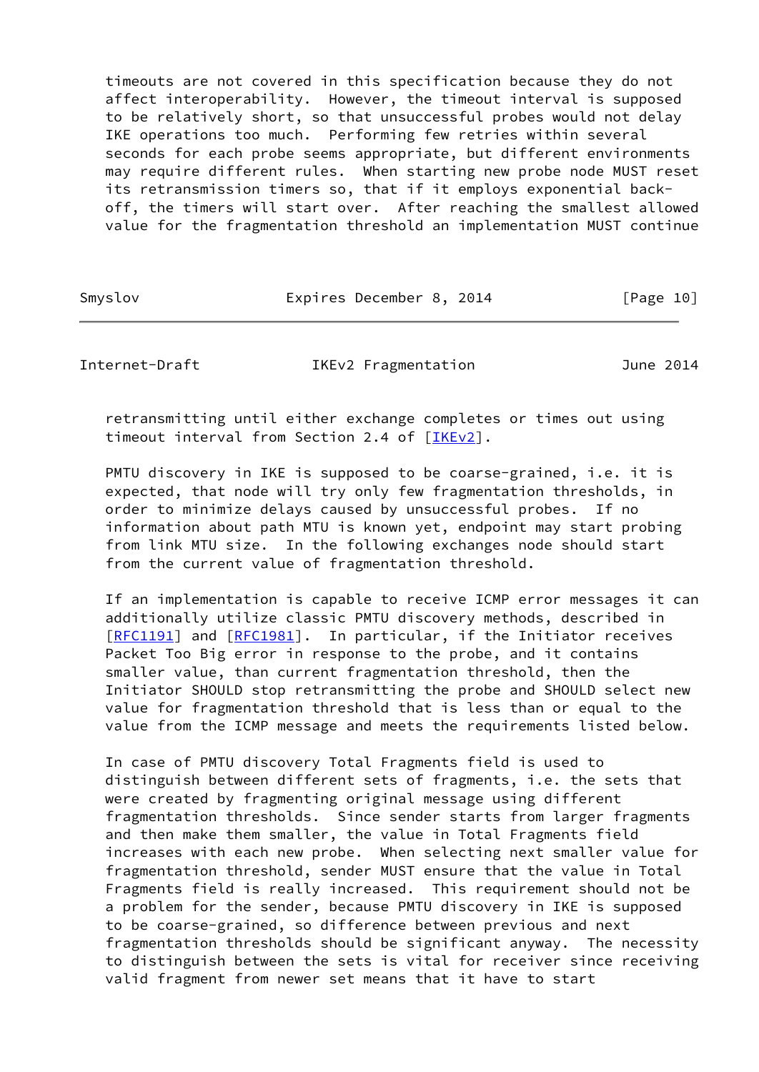timeouts are not covered in this specification because they do not affect interoperability. However, the timeout interval is supposed to be relatively short, so that unsuccessful probes would not delay IKE operations too much. Performing few retries within several seconds for each probe seems appropriate, but different environments may require different rules. When starting new probe node MUST reset its retransmission timers so, that if it employs exponential back-off, the timers will start over. After reaching the smallest allowed value for the fragmentation threshold an implementation MUST continue retransmitting until either exchange completes or times out using timeout interval from Section 2.4 of [IKEv2].

PMTU discovery in IKE is supposed to be coarse-grained, i.e. it is expected, that node will try only few fragmentation thresholds, in order to minimize delays caused by unsuccessful probes. If no information about path MTU is known yet, endpoint may start probing from link MTU size. In the following exchanges node should start from the current value of fragmentation threshold.

If an implementation is capable to receive ICMP error messages it can additionally utilize classic PMTU discovery methods, described in [RFC1191] and [RFC1981]. In particular, if the Initiator receives Packet Too Big error in response to the probe, and it contains smaller value, than current fragmentation threshold, then the Initiator SHOULD stop retransmitting the probe and SHOULD select new value for fragmentation threshold that is less than or equal to the value from the ICMP message and meets the requirements listed below.

In case of PMTU discovery Total Fragments field is used to distinguish between different sets of fragments, i.e. the sets that were created by fragmenting original message using different fragmentation thresholds. Since sender starts from larger fragments and then make them smaller, the value in Total Fragments field increases with each new probe. When selecting next smaller value for fragmentation threshold, sender MUST ensure that the value in Total Fragments field is really increased. This requirement should not be a problem for the sender, because PMTU discovery in IKE is supposed to be coarse-grained, so difference between previous and next fragmentation thresholds should be significant anyway. The necessity to distinguish between the sets is vital for receiver since receiving valid fragment from newer set means that it have to start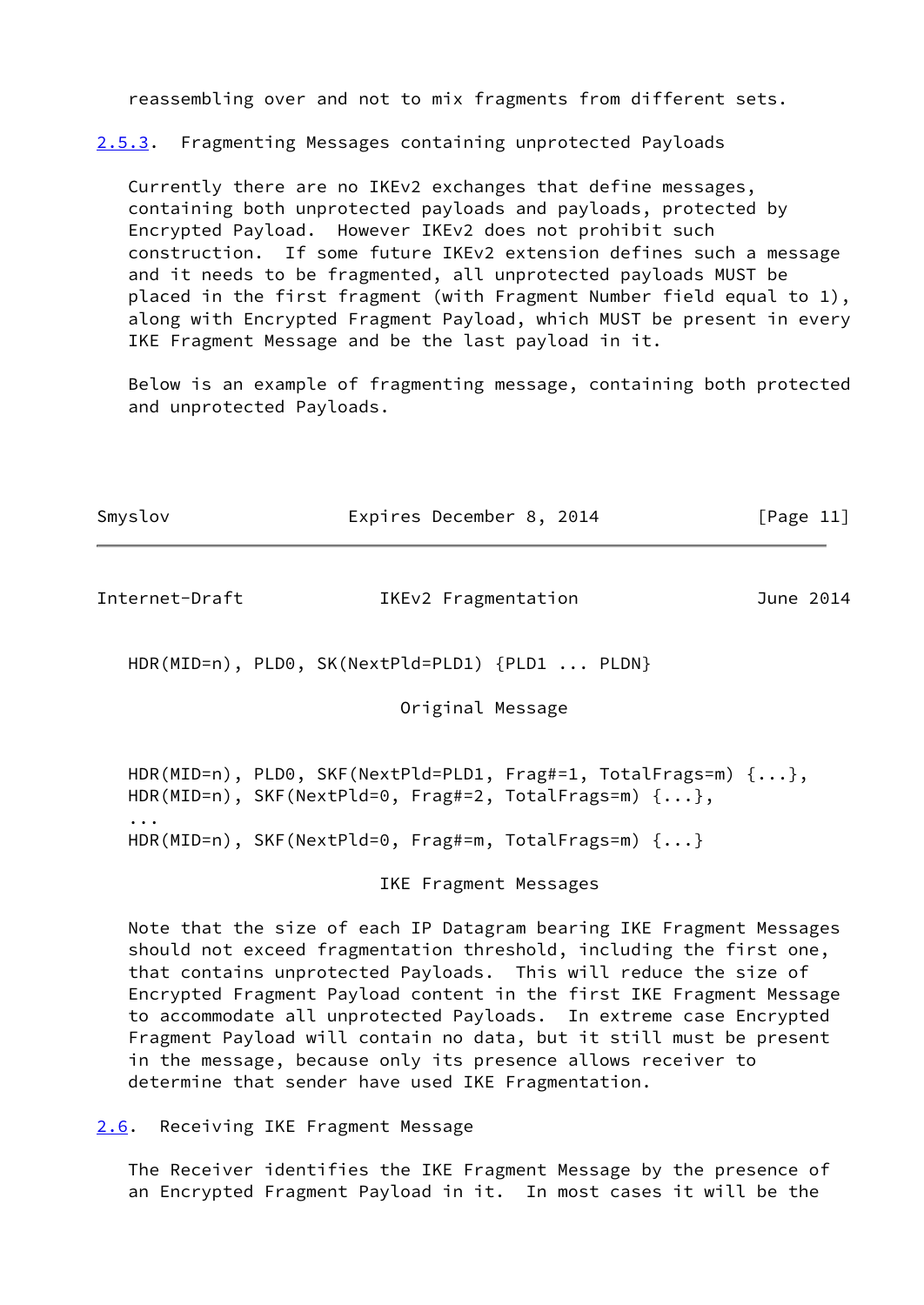reassembling over and not to mix fragments from different sets.

### 2.5.3. Fragmenting Messages containing unprotected Payloads

Currently there are no IKEv2 exchanges that define messages, containing both unprotected payloads and payloads, protected by Encrypted Payload. However IKEv2 does not prohibit such construction. If some future IKEv2 extension defines such a message and it needs to be fragmented, all unprotected payloads MUST be placed in the first fragment (with Fragment Number field equal to 1), along with Encrypted Fragment Payload, which MUST be present in every IKE Fragment Message and be the last payload in it.

Below is an example of fragmenting message, containing both protected and unprotected Payloads.

```
   HDR(MID=n), PLD0, SK(NextPld=PLD1) {PLD1 ... PLDN}

                             Original Message


   HDR(MID=n), PLD0, SKF(NextPld=PLD1, Frag#=1, TotalFrags=m) {...},
   HDR(MID=n), SKF(NextPld=0, Frag#=2, TotalFrags=m) {...},
   ...
   HDR(MID=n), SKF(NextPld=0, Frag#=m, TotalFrags=m) {...}

                           IKE Fragment Messages
```

Note that the size of each IP Datagram bearing IKE Fragment Messages should not exceed fragmentation threshold, including the first one, that contains unprotected Payloads. This will reduce the size of Encrypted Fragment Payload content in the first IKE Fragment Message to accommodate all unprotected Payloads. In extreme case Encrypted Fragment Payload will contain no data, but it still must be present in the message, because only its presence allows receiver to determine that sender have used IKE Fragmentation.

## 2.6. Receiving IKE Fragment Message

The Receiver identifies the IKE Fragment Message by the presence of an Encrypted Fragment Payload in it. In most cases it will be the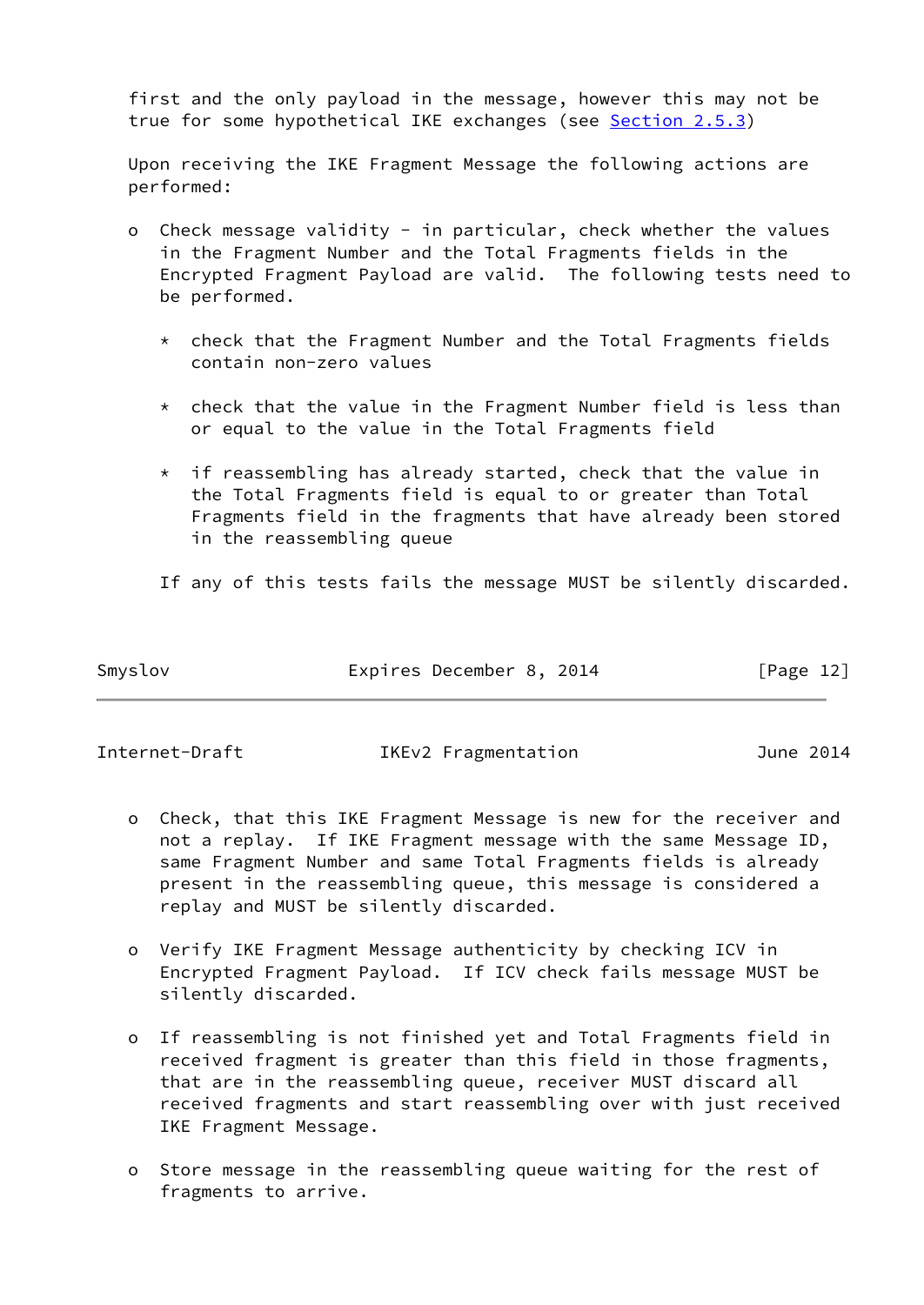first and the only payload in the message, however this may not be true for some hypothetical IKE exchanges (see Section 2.5.3)

Upon receiving the IKE Fragment Message the following actions are performed:

- Check message validity - in particular, check whether the values in the Fragment Number and the Total Fragments fields in the Encrypted Fragment Payload are valid. The following tests need to be performed.

  * check that the Fragment Number and the Total Fragments fields contain non-zero values

  * check that the value in the Fragment Number field is less than or equal to the value in the Total Fragments field

  * if reassembling has already started, check that the value in the Total Fragments field is equal to or greater than Total Fragments field in the fragments that have already been stored in the reassembling queue

  If any of this tests fails the message MUST be silently discarded.

- Check, that this IKE Fragment Message is new for the receiver and not a replay. If IKE Fragment message with the same Message ID, same Fragment Number and same Total Fragments fields is already present in the reassembling queue, this message is considered a replay and MUST be silently discarded.

- Verify IKE Fragment Message authenticity by checking ICV in Encrypted Fragment Payload. If ICV check fails message MUST be silently discarded.

- If reassembling is not finished yet and Total Fragments field in received fragment is greater than this field in those fragments, that are in the reassembling queue, receiver MUST discard all received fragments and start reassembling over with just received IKE Fragment Message.

- Store message in the reassembling queue waiting for the rest of fragments to arrive.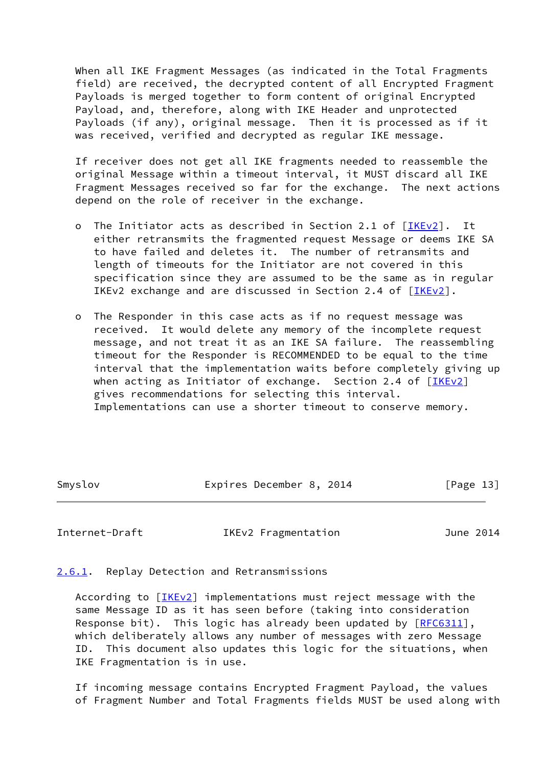When all IKE Fragment Messages (as indicated in the Total Fragments field) are received, the decrypted content of all Encrypted Fragment Payloads is merged together to form content of original Encrypted Payload, and, therefore, along with IKE Header and unprotected Payloads (if any), original message. Then it is processed as if it was received, verified and decrypted as regular IKE message.

If receiver does not get all IKE fragments needed to reassemble the original Message within a timeout interval, it MUST discard all IKE Fragment Messages received so far for the exchange. The next actions depend on the role of receiver in the exchange.

- The Initiator acts as described in Section 2.1 of [IKEv2]. It either retransmits the fragmented request Message or deems IKE SA to have failed and deletes it. The number of retransmits and length of timeouts for the Initiator are not covered in this specification since they are assumed to be the same as in regular IKEv2 exchange and are discussed in Section 2.4 of [IKEv2].

- The Responder in this case acts as if no request message was received. It would delete any memory of the incomplete request message, and not treat it as an IKE SA failure. The reassembling timeout for the Responder is RECOMMENDED to be equal to the time interval that the implementation waits before completely giving up when acting as Initiator of exchange. Section 2.4 of [IKEv2] gives recommendations for selecting this interval. Implementations can use a shorter timeout to conserve memory.

### 2.6.1. Replay Detection and Retransmissions

According to [IKEv2] implementations must reject message with the same Message ID as it has seen before (taking into consideration Response bit). This logic has already been updated by [RFC6311], which deliberately allows any number of messages with zero Message ID. This document also updates this logic for the situations, when IKE Fragmentation is in use.

If incoming message contains Encrypted Fragment Payload, the values of Fragment Number and Total Fragments fields MUST be used along with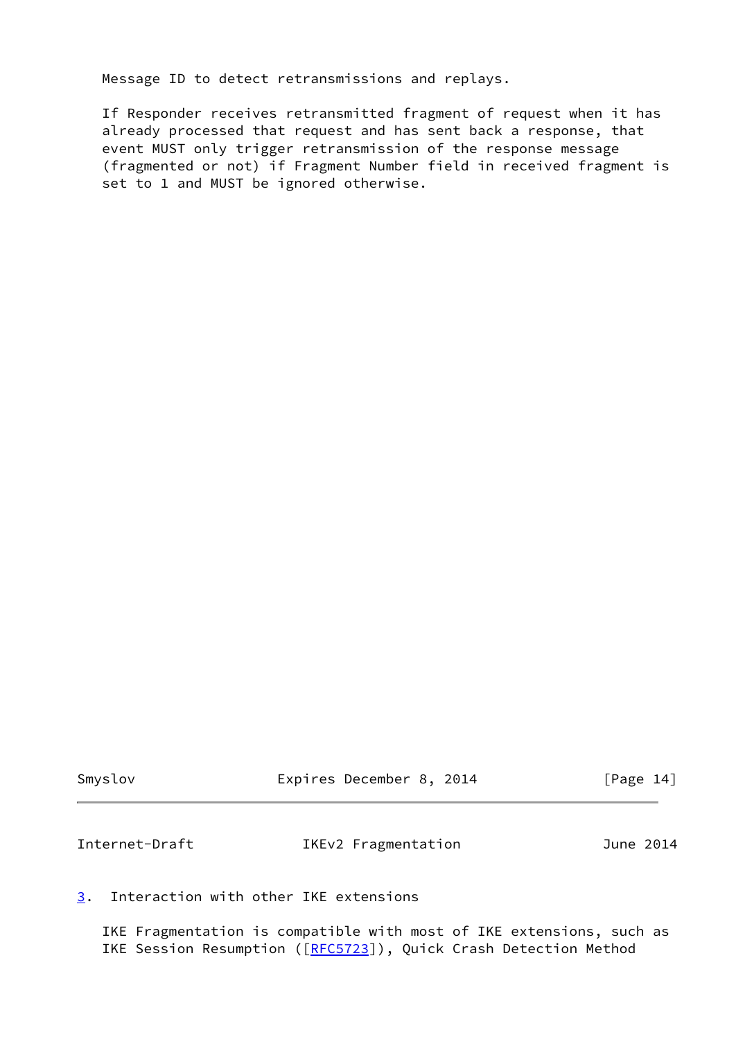Message ID to detect retransmissions and replays.

If Responder receives retransmitted fragment of request when it has already processed that request and has sent back a response, that event MUST only trigger retransmission of the response message (fragmented or not) if Fragment Number field in received fragment is set to 1 and MUST be ignored otherwise.

## 3. Interaction with other IKE extensions

IKE Fragmentation is compatible with most of IKE extensions, such as IKE Session Resumption ([RFC5723]), Quick Crash Detection Method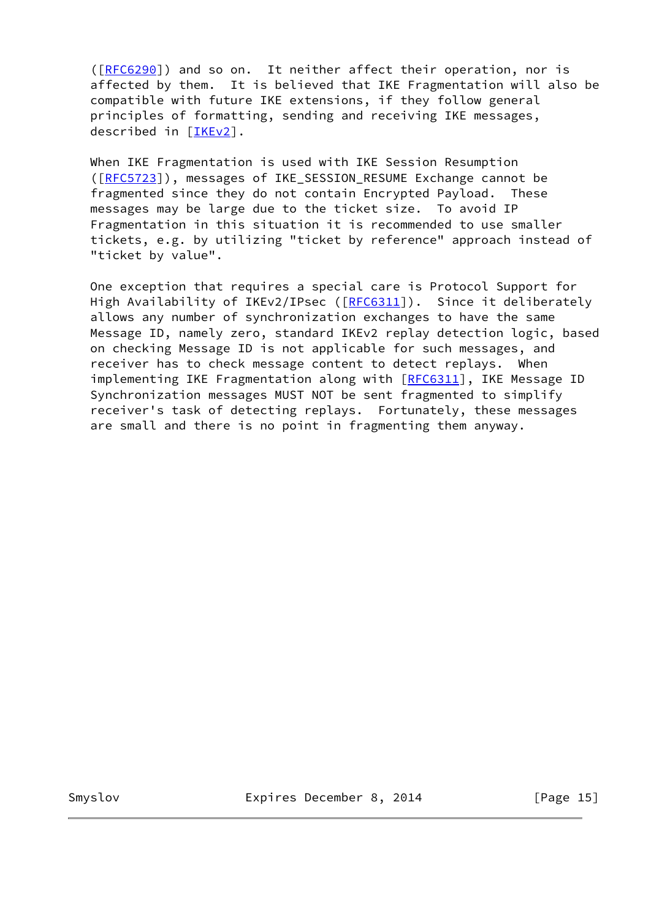([RFC6290]) and so on. It neither affect their operation, nor is affected by them. It is believed that IKE Fragmentation will also be compatible with future IKE extensions, if they follow general principles of formatting, sending and receiving IKE messages, described in [IKEv2].

When IKE Fragmentation is used with IKE Session Resumption ([RFC5723]), messages of IKE_SESSION_RESUME Exchange cannot be fragmented since they do not contain Encrypted Payload. These messages may be large due to the ticket size. To avoid IP Fragmentation in this situation it is recommended to use smaller tickets, e.g. by utilizing "ticket by reference" approach instead of "ticket by value".

One exception that requires a special care is Protocol Support for High Availability of IKEv2/IPsec ([RFC6311]). Since it deliberately allows any number of synchronization exchanges to have the same Message ID, namely zero, standard IKEv2 replay detection logic, based on checking Message ID is not applicable for such messages, and receiver has to check message content to detect replays. When implementing IKE Fragmentation along with [RFC6311], IKE Message ID Synchronization messages MUST NOT be sent fragmented to simplify receiver's task of detecting replays. Fortunately, these messages are small and there is no point in fragmenting them anyway.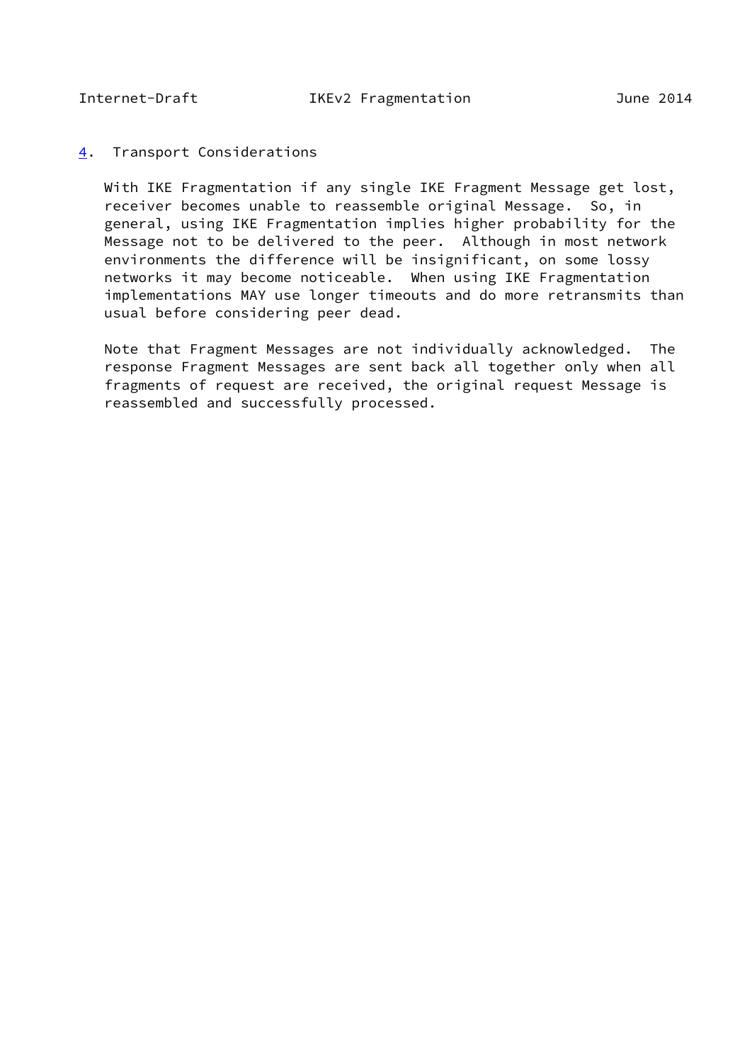## 4. Transport Considerations

With IKE Fragmentation if any single IKE Fragment Message get lost, receiver becomes unable to reassemble original Message. So, in general, using IKE Fragmentation implies higher probability for the Message not to be delivered to the peer. Although in most network environments the difference will be insignificant, on some lossy networks it may become noticeable. When using IKE Fragmentation implementations MAY use longer timeouts and do more retransmits than usual before considering peer dead.

Note that Fragment Messages are not individually acknowledged. The response Fragment Messages are sent back all together only when all fragments of request are received, the original request Message is reassembled and successfully processed.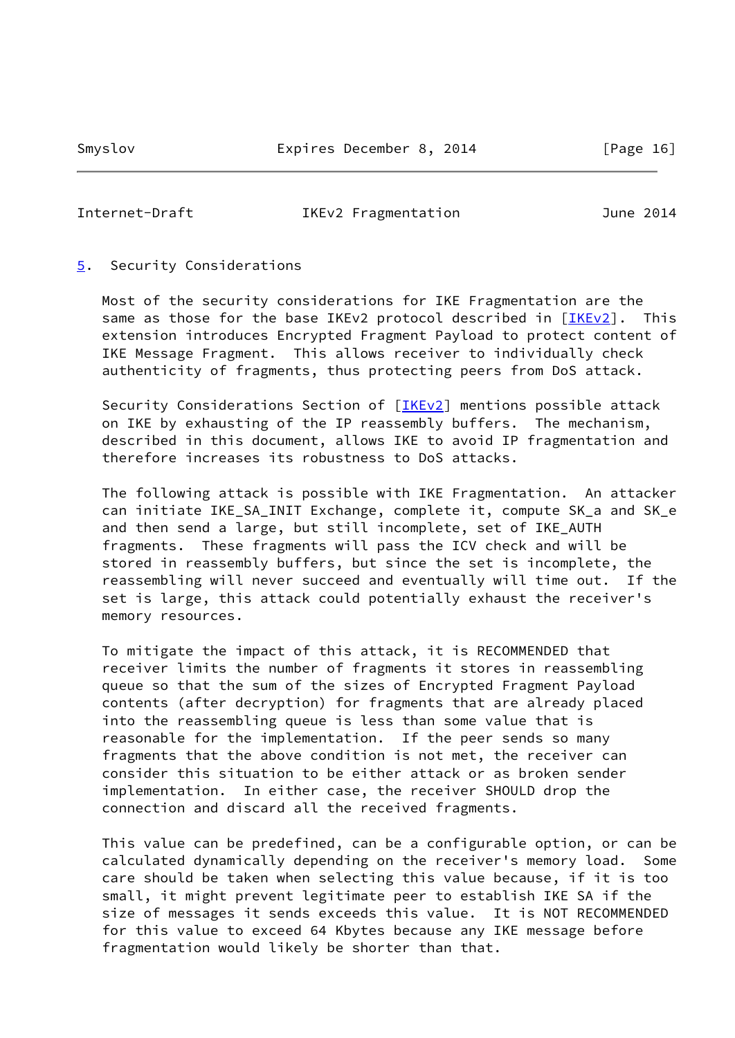## 5. Security Considerations

Most of the security considerations for IKE Fragmentation are the same as those for the base IKEv2 protocol described in [IKEv2]. This extension introduces Encrypted Fragment Payload to protect content of IKE Message Fragment. This allows receiver to individually check authenticity of fragments, thus protecting peers from DoS attack.

Security Considerations Section of [IKEv2] mentions possible attack on IKE by exhausting of the IP reassembly buffers. The mechanism, described in this document, allows IKE to avoid IP fragmentation and therefore increases its robustness to DoS attacks.

The following attack is possible with IKE Fragmentation. An attacker can initiate IKE_SA_INIT Exchange, complete it, compute SK_a and SK_e and then send a large, but still incomplete, set of IKE_AUTH fragments. These fragments will pass the ICV check and will be stored in reassembly buffers, but since the set is incomplete, the reassembling will never succeed and eventually will time out. If the set is large, this attack could potentially exhaust the receiver's memory resources.

To mitigate the impact of this attack, it is RECOMMENDED that receiver limits the number of fragments it stores in reassembling queue so that the sum of the sizes of Encrypted Fragment Payload contents (after decryption) for fragments that are already placed into the reassembling queue is less than some value that is reasonable for the implementation. If the peer sends so many fragments that the above condition is not met, the receiver can consider this situation to be either attack or as broken sender implementation. In either case, the receiver SHOULD drop the connection and discard all the received fragments.

This value can be predefined, can be a configurable option, or can be calculated dynamically depending on the receiver's memory load. Some care should be taken when selecting this value because, if it is too small, it might prevent legitimate peer to establish IKE SA if the size of messages it sends exceeds this value. It is NOT RECOMMENDED for this value to exceed 64 Kbytes because any IKE message before fragmentation would likely be shorter than that.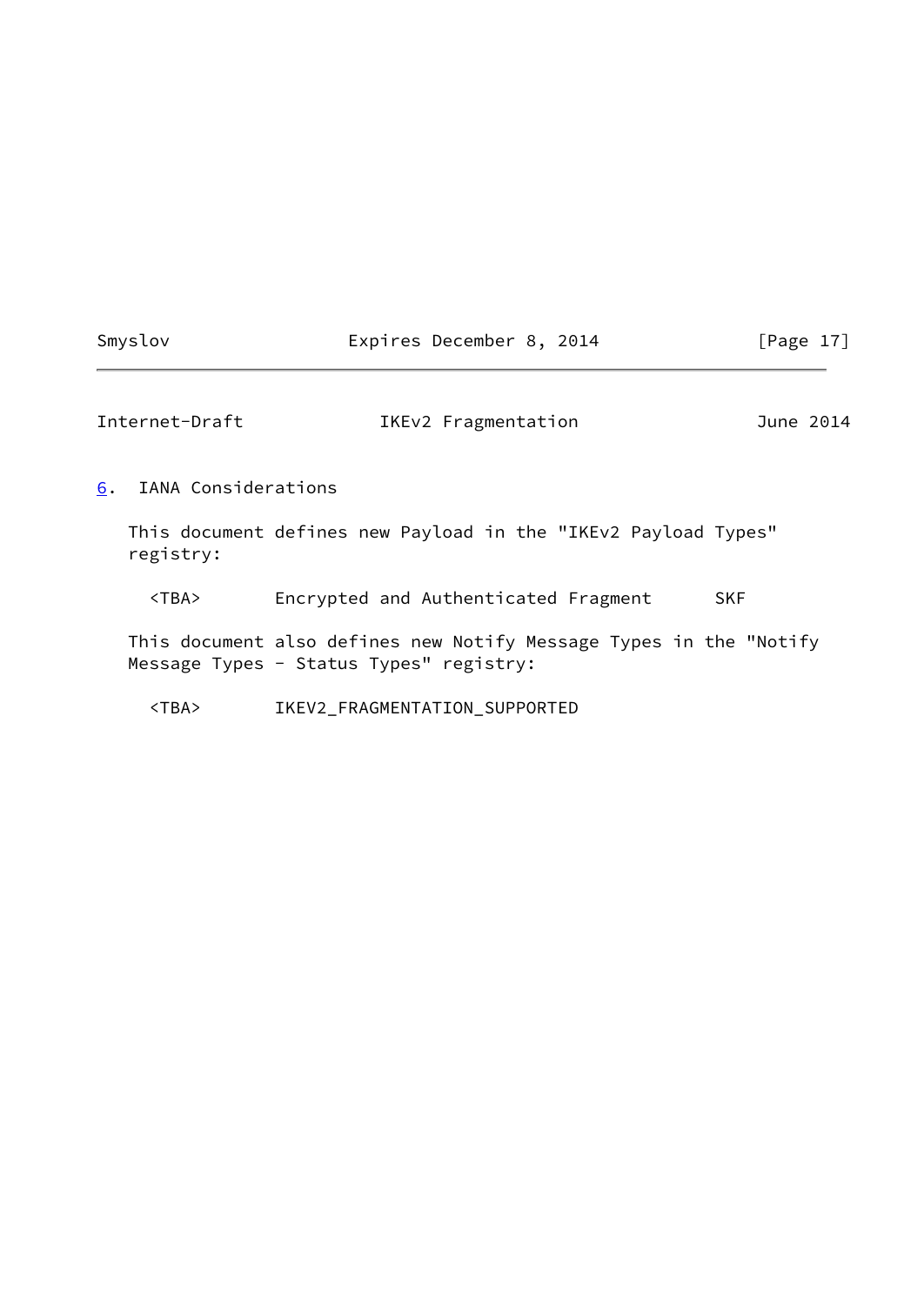## 6. IANA Considerations

This document defines new Payload in the "IKEv2 Payload Types" registry:

```
<TBA>       Encrypted and Authenticated Fragment      SKF
```

This document also defines new Notify Message Types in the "Notify Message Types - Status Types" registry:

```
<TBA>       IKEV2_FRAGMENTATION_SUPPORTED
```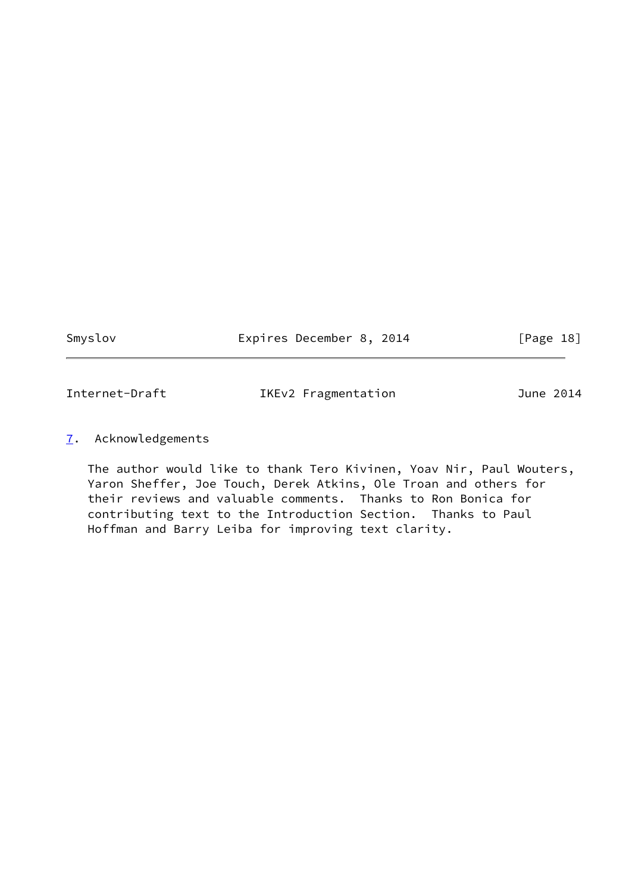## 7. Acknowledgements

The author would like to thank Tero Kivinen, Yoav Nir, Paul Wouters, Yaron Sheffer, Joe Touch, Derek Atkins, Ole Troan and others for their reviews and valuable comments. Thanks to Ron Bonica for contributing text to the Introduction Section. Thanks to Paul Hoffman and Barry Leiba for improving text clarity.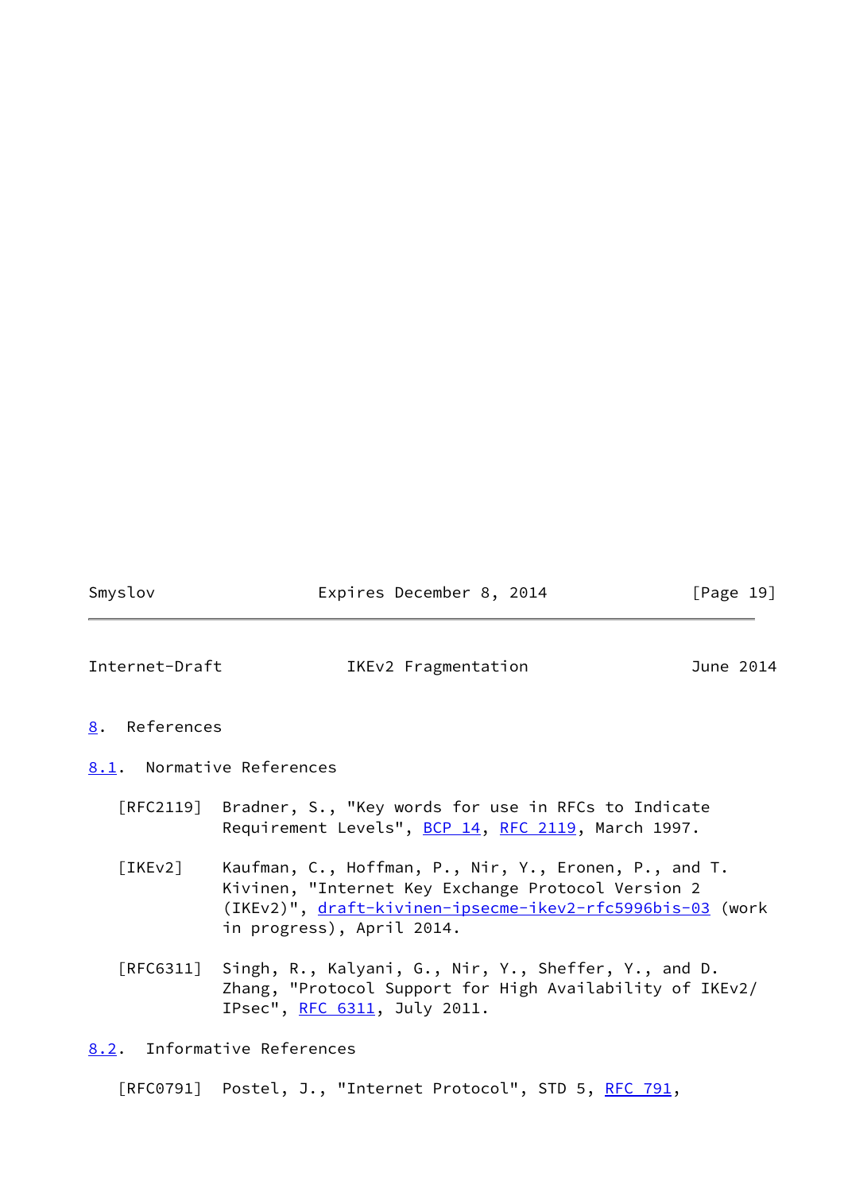## 8. References

### 8.1. Normative References

[RFC2119] Bradner, S., "Key words for use in RFCs to Indicate Requirement Levels", BCP 14, RFC 2119, March 1997.

[IKEv2] Kaufman, C., Hoffman, P., Nir, Y., Eronen, P., and T. Kivinen, "Internet Key Exchange Protocol Version 2 (IKEv2)", draft-kivinen-ipsecme-ikev2-rfc5996bis-03 (work in progress), April 2014.

[RFC6311] Singh, R., Kalyani, G., Nir, Y., Sheffer, Y., and D. Zhang, "Protocol Support for High Availability of IKEv2/IPsec", RFC 6311, July 2011.

### 8.2. Informative References

[RFC0791] Postel, J., "Internet Protocol", STD 5, RFC 791,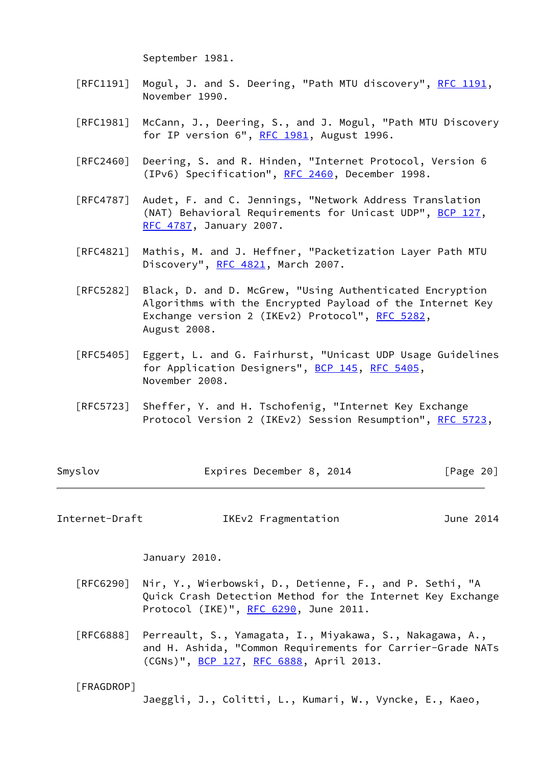September 1981.

[RFC1191] Mogul, J. and S. Deering, "Path MTU discovery", RFC 1191, November 1990.

[RFC1981] McCann, J., Deering, S., and J. Mogul, "Path MTU Discovery for IP version 6", RFC 1981, August 1996.

[RFC2460] Deering, S. and R. Hinden, "Internet Protocol, Version 6 (IPv6) Specification", RFC 2460, December 1998.

[RFC4787] Audet, F. and C. Jennings, "Network Address Translation (NAT) Behavioral Requirements for Unicast UDP", BCP 127, RFC 4787, January 2007.

[RFC4821] Mathis, M. and J. Heffner, "Packetization Layer Path MTU Discovery", RFC 4821, March 2007.

[RFC5282] Black, D. and D. McGrew, "Using Authenticated Encryption Algorithms with the Encrypted Payload of the Internet Key Exchange version 2 (IKEv2) Protocol", RFC 5282, August 2008.

[RFC5405] Eggert, L. and G. Fairhurst, "Unicast UDP Usage Guidelines for Application Designers", BCP 145, RFC 5405, November 2008.

[RFC5723] Sheffer, Y. and H. Tschofenig, "Internet Key Exchange Protocol Version 2 (IKEv2) Session Resumption", RFC 5723, January 2010.

[RFC6290] Nir, Y., Wierbowski, D., Detienne, F., and P. Sethi, "A Quick Crash Detection Method for the Internet Key Exchange Protocol (IKE)", RFC 6290, June 2011.

[RFC6888] Perreault, S., Yamagata, I., Miyakawa, S., Nakagawa, A., and H. Ashida, "Common Requirements for Carrier-Grade NATs (CGNs)", BCP 127, RFC 6888, April 2013.

[FRAGDROP] Jaeggli, J., Colitti, L., Kumari, W., Vyncke, E., Kaeo,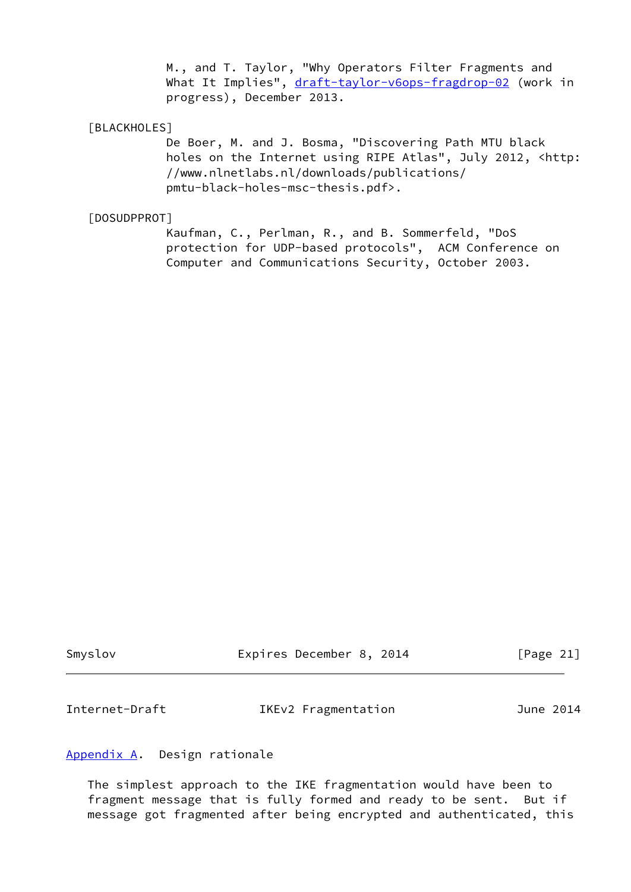M., and T. Taylor, "Why Operators Filter Fragments and What It Implies", draft-taylor-v6ops-fragdrop-02 (work in progress), December 2013.

[BLACKHOLES]
De Boer, M. and J. Bosma, "Discovering Path MTU black holes on the Internet using RIPE Atlas", July 2012, <http://www.nlnetlabs.nl/downloads/publications/pmtu-black-holes-msc-thesis.pdf>.

[DOSUDPPROT]
Kaufman, C., Perlman, R., and B. Sommerfeld, "DoS protection for UDP-based protocols", ACM Conference on Computer and Communications Security, October 2003.

## Appendix A. Design rationale

The simplest approach to the IKE fragmentation would have been to fragment message that is fully formed and ready to be sent. But if message got fragmented after being encrypted and authenticated, this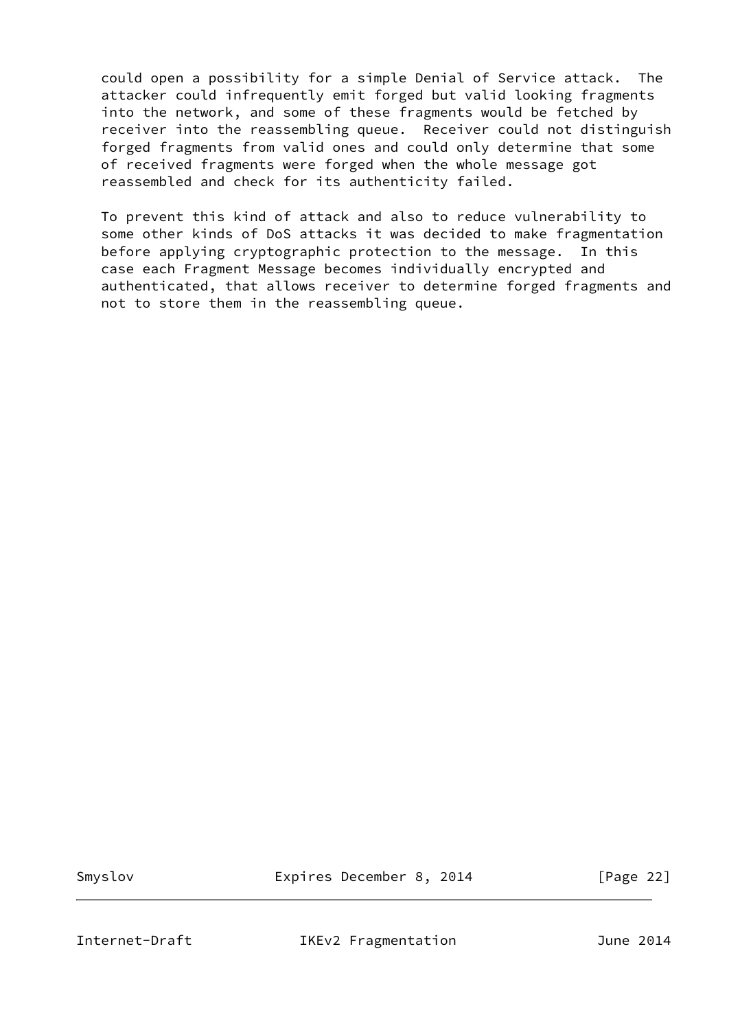could open a possibility for a simple Denial of Service attack. The attacker could infrequently emit forged but valid looking fragments into the network, and some of these fragments would be fetched by receiver into the reassembling queue. Receiver could not distinguish forged fragments from valid ones and could only determine that some of received fragments were forged when the whole message got reassembled and check for its authenticity failed.

To prevent this kind of attack and also to reduce vulnerability to some other kinds of DoS attacks it was decided to make fragmentation before applying cryptographic protection to the message. In this case each Fragment Message becomes individually encrypted and authenticated, that allows receiver to determine forged fragments and not to store them in the reassembling queue.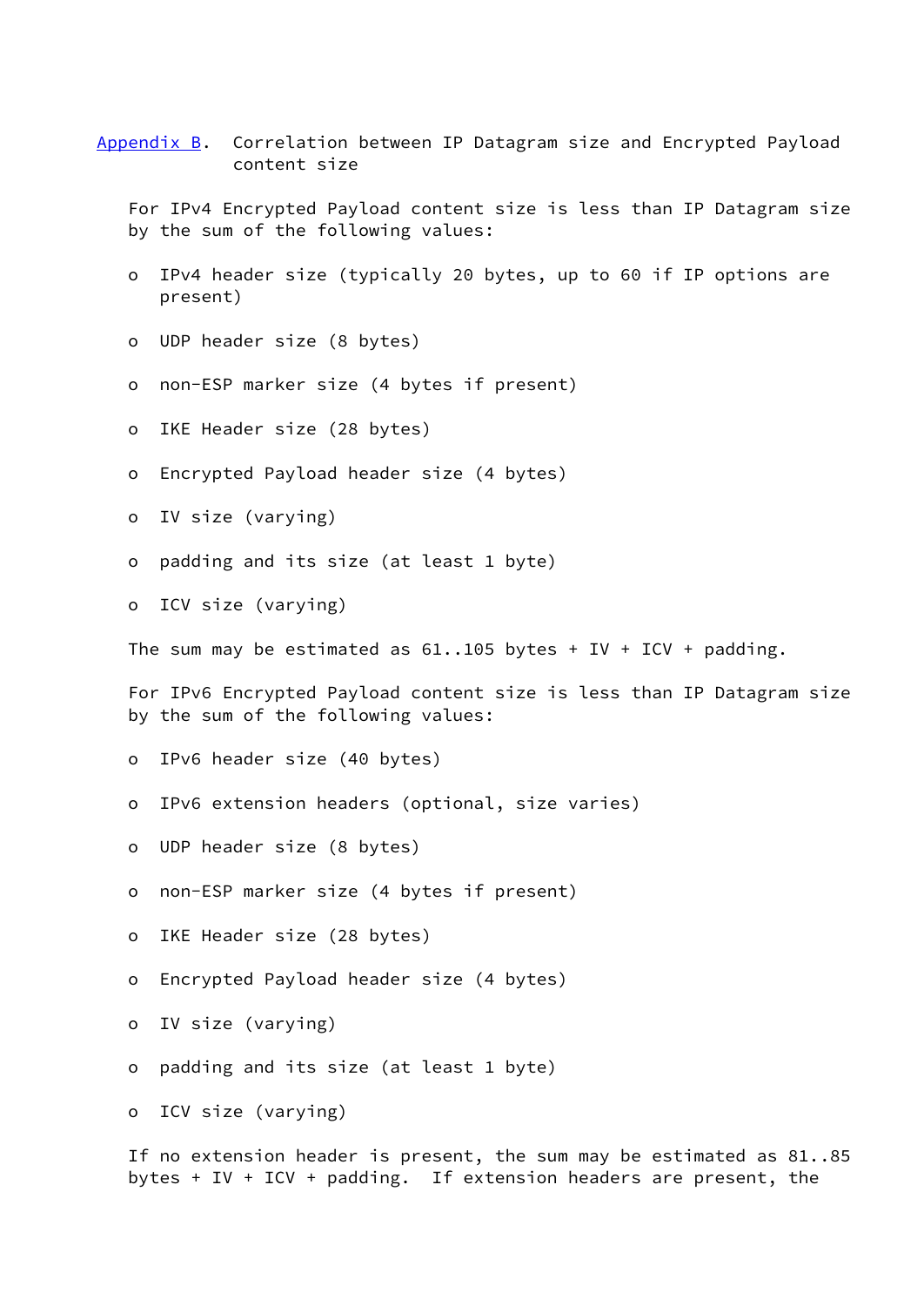## Appendix B. Correlation between IP Datagram size and Encrypted Payload content size

For IPv4 Encrypted Payload content size is less than IP Datagram size by the sum of the following values:

- IPv4 header size (typically 20 bytes, up to 60 if IP options are present)
- UDP header size (8 bytes)
- non-ESP marker size (4 bytes if present)
- IKE Header size (28 bytes)
- Encrypted Payload header size (4 bytes)
- IV size (varying)
- padding and its size (at least 1 byte)
- ICV size (varying)

The sum may be estimated as 61..105 bytes + IV + ICV + padding.

For IPv6 Encrypted Payload content size is less than IP Datagram size by the sum of the following values:

- IPv6 header size (40 bytes)
- IPv6 extension headers (optional, size varies)
- UDP header size (8 bytes)
- non-ESP marker size (4 bytes if present)
- IKE Header size (28 bytes)
- Encrypted Payload header size (4 bytes)
- IV size (varying)
- padding and its size (at least 1 byte)
- ICV size (varying)

If no extension header is present, the sum may be estimated as 81..85 bytes + IV + ICV + padding. If extension headers are present, the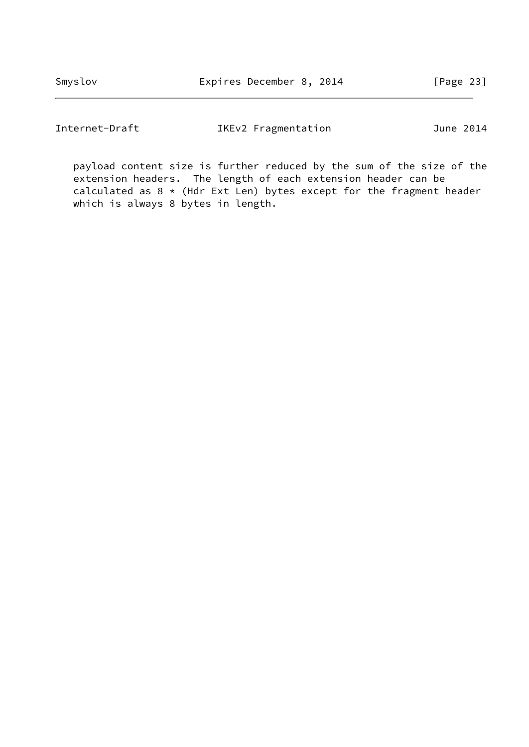payload content size is further reduced by the sum of the size of the extension headers. The length of each extension header can be calculated as 8 * (Hdr Ext Len) bytes except for the fragment header which is always 8 bytes in length.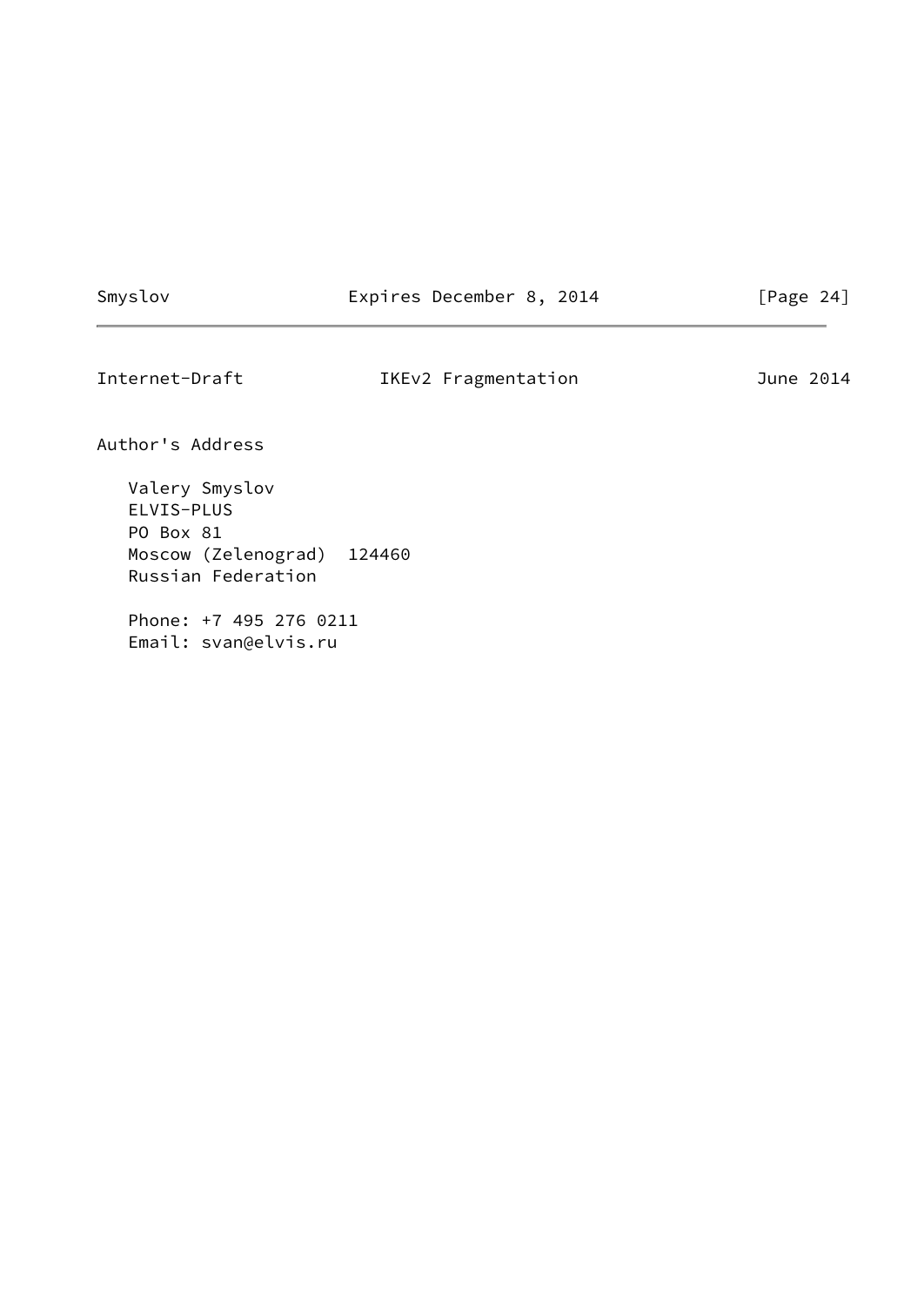## Author's Address

Valery Smyslov
ELVIS-PLUS
PO Box 81
Moscow (Zelenograd)  124460
Russian Federation

Phone: +7 495 276 0211
Email: svan@elvis.ru